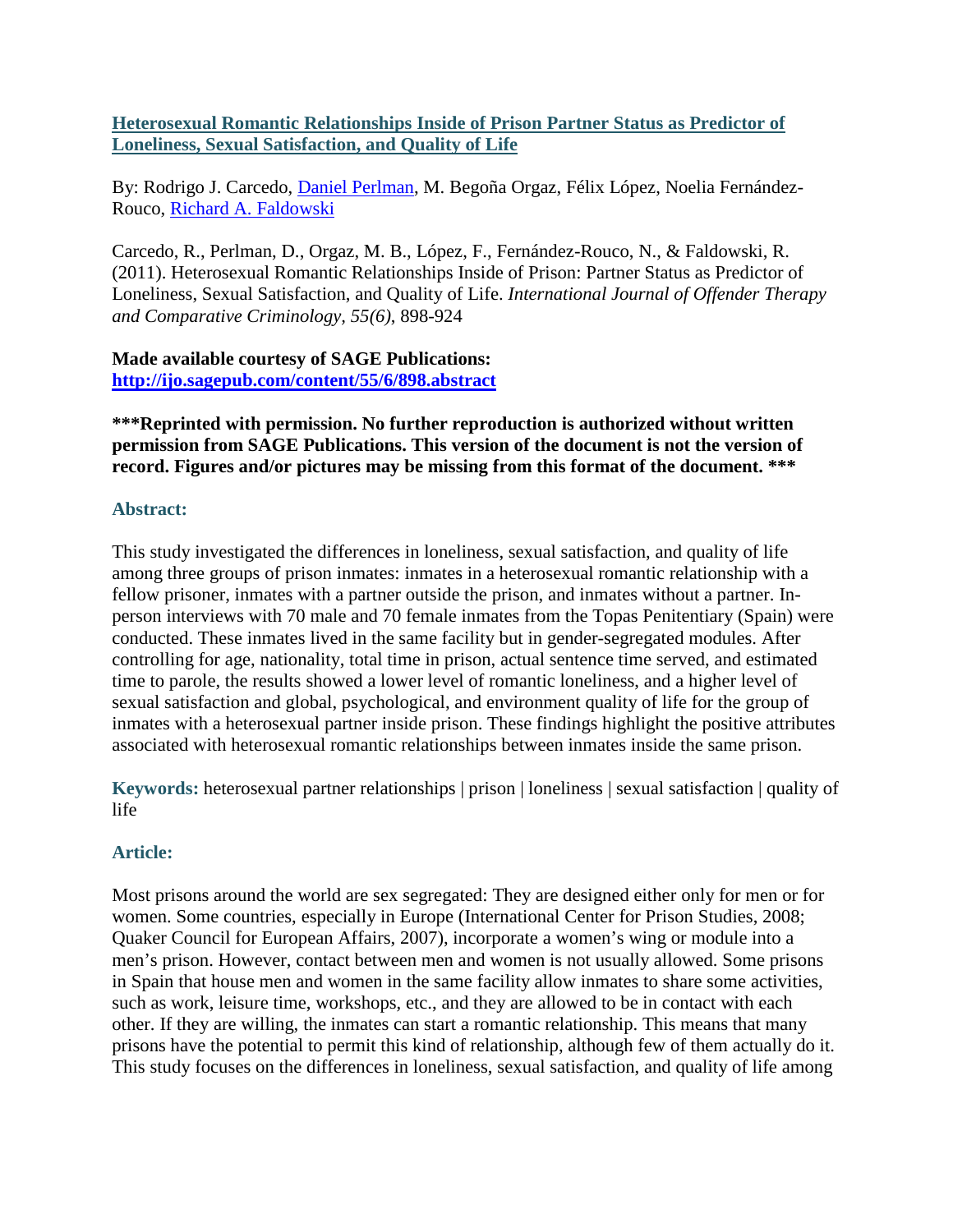**Heterosexual Romantic Relationships Inside of Prison Partner Status as Predictor of Loneliness, Sexual Satisfaction, and Quality of Life**

By: Rodrigo J. Carcedo, Daniel Perlman, M. Begoña Orgaz, Félix López, Noelia Fernández-Rouco, Richard A. Faldowski

Carcedo, R., Perlman, D., Orgaz, M. B., López, F., Fernández-Rouco, N., & Faldowski, R. (2011). Heterosexual Romantic Relationships Inside of Prison: Partner Status as Predictor of Loneliness, Sexual Satisfaction, and Quality of Life. *International Journal of Offender Therapy and Comparative Criminology*, *55(6)*, 898-924

**Made available courtesy of SAGE Publications:**
**http://ijo.sagepub.com/content/55/6/898.abstract**

**\*\*\*Reprinted with permission. No further reproduction is authorized without written permission from SAGE Publications. This version of the document is not the version of record. Figures and/or pictures may be missing from this format of the document. \*\*\***

## Abstract:

This study investigated the differences in loneliness, sexual satisfaction, and quality of life among three groups of prison inmates: inmates in a heterosexual romantic relationship with a fellow prisoner, inmates with a partner outside the prison, and inmates without a partner. In-person interviews with 70 male and 70 female inmates from the Topas Penitentiary (Spain) were conducted. These inmates lived in the same facility but in gender-segregated modules. After controlling for age, nationality, total time in prison, actual sentence time served, and estimated time to parole, the results showed a lower level of romantic loneliness, and a higher level of sexual satisfaction and global, psychological, and environment quality of life for the group of inmates with a heterosexual partner inside prison. These findings highlight the positive attributes associated with heterosexual romantic relationships between inmates inside the same prison.

**Keywords:** heterosexual partner relationships | prison | loneliness | sexual satisfaction | quality of life

## Article:

Most prisons around the world are sex segregated: They are designed either only for men or for women. Some countries, especially in Europe (International Center for Prison Studies, 2008; Quaker Council for European Affairs, 2007), incorporate a women's wing or module into a men's prison. However, contact between men and women is not usually allowed. Some prisons in Spain that house men and women in the same facility allow inmates to share some activities, such as work, leisure time, workshops, etc., and they are allowed to be in contact with each other. If they are willing, the inmates can start a romantic relationship. This means that many prisons have the potential to permit this kind of relationship, although few of them actually do it. This study focuses on the differences in loneliness, sexual satisfaction, and quality of life among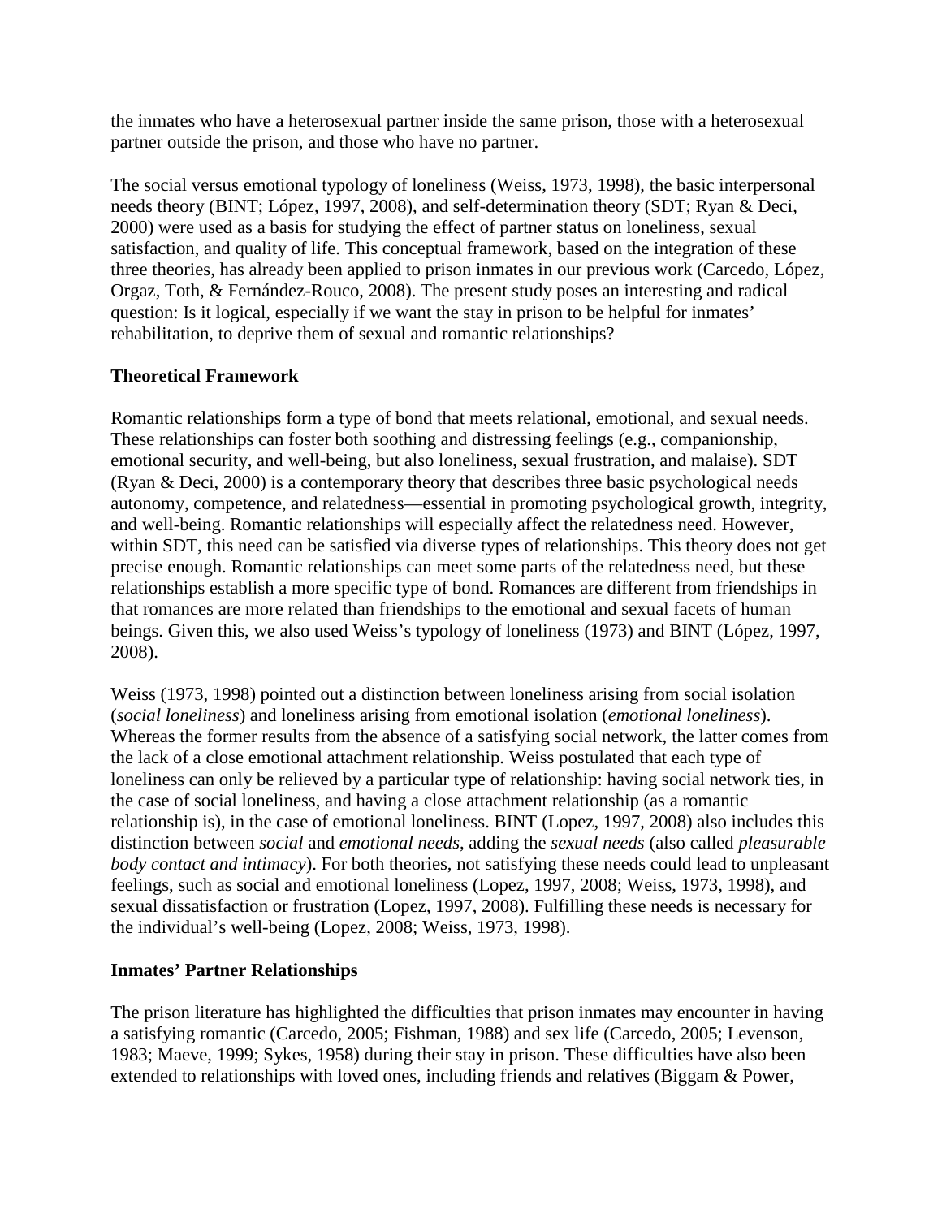the inmates who have a heterosexual partner inside the same prison, those with a heterosexual partner outside the prison, and those who have no partner.

The social versus emotional typology of loneliness (Weiss, 1973, 1998), the basic interpersonal needs theory (BINT; López, 1997, 2008), and self-determination theory (SDT; Ryan & Deci, 2000) were used as a basis for studying the effect of partner status on loneliness, sexual satisfaction, and quality of life. This conceptual framework, based on the integration of these three theories, has already been applied to prison inmates in our previous work (Carcedo, López, Orgaz, Toth, & Fernández-Rouco, 2008). The present study poses an interesting and radical question: Is it logical, especially if we want the stay in prison to be helpful for inmates' rehabilitation, to deprive them of sexual and romantic relationships?

## Theoretical Framework

Romantic relationships form a type of bond that meets relational, emotional, and sexual needs. These relationships can foster both soothing and distressing feelings (e.g., companionship, emotional security, and well-being, but also loneliness, sexual frustration, and malaise). SDT (Ryan & Deci, 2000) is a contemporary theory that describes three basic psychological needs autonomy, competence, and relatedness—essential in promoting psychological growth, integrity, and well-being. Romantic relationships will especially affect the relatedness need. However, within SDT, this need can be satisfied via diverse types of relationships. This theory does not get precise enough. Romantic relationships can meet some parts of the relatedness need, but these relationships establish a more specific type of bond. Romances are different from friendships in that romances are more related than friendships to the emotional and sexual facets of human beings. Given this, we also used Weiss's typology of loneliness (1973) and BINT (López, 1997, 2008).

Weiss (1973, 1998) pointed out a distinction between loneliness arising from social isolation (*social loneliness*) and loneliness arising from emotional isolation (*emotional loneliness*). Whereas the former results from the absence of a satisfying social network, the latter comes from the lack of a close emotional attachment relationship. Weiss postulated that each type of loneliness can only be relieved by a particular type of relationship: having social network ties, in the case of social loneliness, and having a close attachment relationship (as a romantic relationship is), in the case of emotional loneliness. BINT (Lopez, 1997, 2008) also includes this distinction between *social* and *emotional needs*, adding the *sexual needs* (also called *pleasurable body contact and intimacy*). For both theories, not satisfying these needs could lead to unpleasant feelings, such as social and emotional loneliness (Lopez, 1997, 2008; Weiss, 1973, 1998), and sexual dissatisfaction or frustration (Lopez, 1997, 2008). Fulfilling these needs is necessary for the individual's well-being (Lopez, 2008; Weiss, 1973, 1998).

## Inmates' Partner Relationships

The prison literature has highlighted the difficulties that prison inmates may encounter in having a satisfying romantic (Carcedo, 2005; Fishman, 1988) and sex life (Carcedo, 2005; Levenson, 1983; Maeve, 1999; Sykes, 1958) during their stay in prison. These difficulties have also been extended to relationships with loved ones, including friends and relatives (Biggam & Power,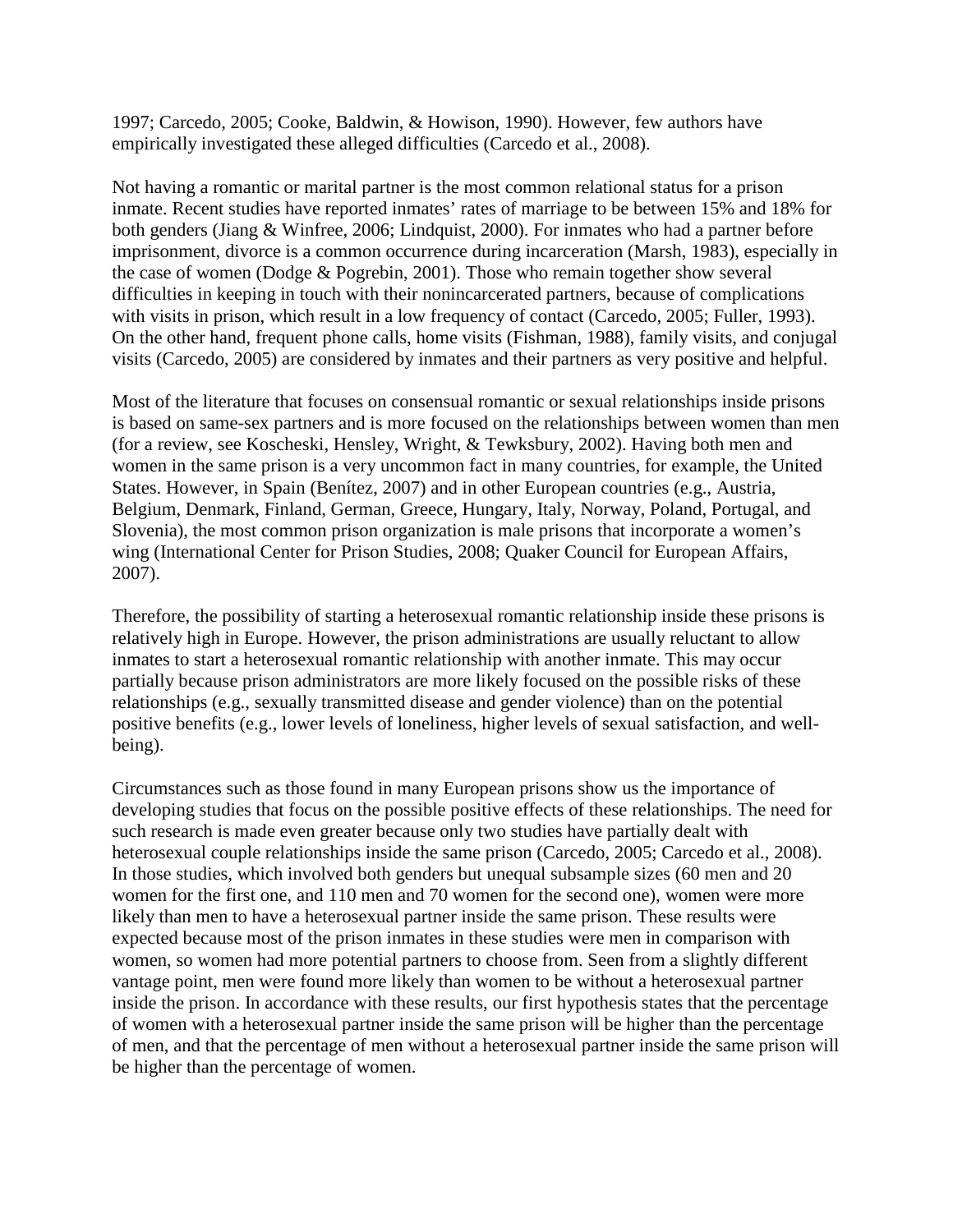1997; Carcedo, 2005; Cooke, Baldwin, & Howison, 1990). However, few authors have empirically investigated these alleged difficulties (Carcedo et al., 2008).

Not having a romantic or marital partner is the most common relational status for a prison inmate. Recent studies have reported inmates' rates of marriage to be between 15% and 18% for both genders (Jiang & Winfree, 2006; Lindquist, 2000). For inmates who had a partner before imprisonment, divorce is a common occurrence during incarceration (Marsh, 1983), especially in the case of women (Dodge & Pogrebin, 2001). Those who remain together show several difficulties in keeping in touch with their nonincarcerated partners, because of complications with visits in prison, which result in a low frequency of contact (Carcedo, 2005; Fuller, 1993). On the other hand, frequent phone calls, home visits (Fishman, 1988), family visits, and conjugal visits (Carcedo, 2005) are considered by inmates and their partners as very positive and helpful.

Most of the literature that focuses on consensual romantic or sexual relationships inside prisons is based on same-sex partners and is more focused on the relationships between women than men (for a review, see Koscheski, Hensley, Wright, & Tewksbury, 2002). Having both men and women in the same prison is a very uncommon fact in many countries, for example, the United States. However, in Spain (Benítez, 2007) and in other European countries (e.g., Austria, Belgium, Denmark, Finland, German, Greece, Hungary, Italy, Norway, Poland, Portugal, and Slovenia), the most common prison organization is male prisons that incorporate a women's wing (International Center for Prison Studies, 2008; Quaker Council for European Affairs, 2007).

Therefore, the possibility of starting a heterosexual romantic relationship inside these prisons is relatively high in Europe. However, the prison administrations are usually reluctant to allow inmates to start a heterosexual romantic relationship with another inmate. This may occur partially because prison administrators are more likely focused on the possible risks of these relationships (e.g., sexually transmitted disease and gender violence) than on the potential positive benefits (e.g., lower levels of loneliness, higher levels of sexual satisfaction, and well-being).

Circumstances such as those found in many European prisons show us the importance of developing studies that focus on the possible positive effects of these relationships. The need for such research is made even greater because only two studies have partially dealt with heterosexual couple relationships inside the same prison (Carcedo, 2005; Carcedo et al., 2008). In those studies, which involved both genders but unequal subsample sizes (60 men and 20 women for the first one, and 110 men and 70 women for the second one), women were more likely than men to have a heterosexual partner inside the same prison. These results were expected because most of the prison inmates in these studies were men in comparison with women, so women had more potential partners to choose from. Seen from a slightly different vantage point, men were found more likely than women to be without a heterosexual partner inside the prison. In accordance with these results, our first hypothesis states that the percentage of women with a heterosexual partner inside the same prison will be higher than the percentage of men, and that the percentage of men without a heterosexual partner inside the same prison will be higher than the percentage of women.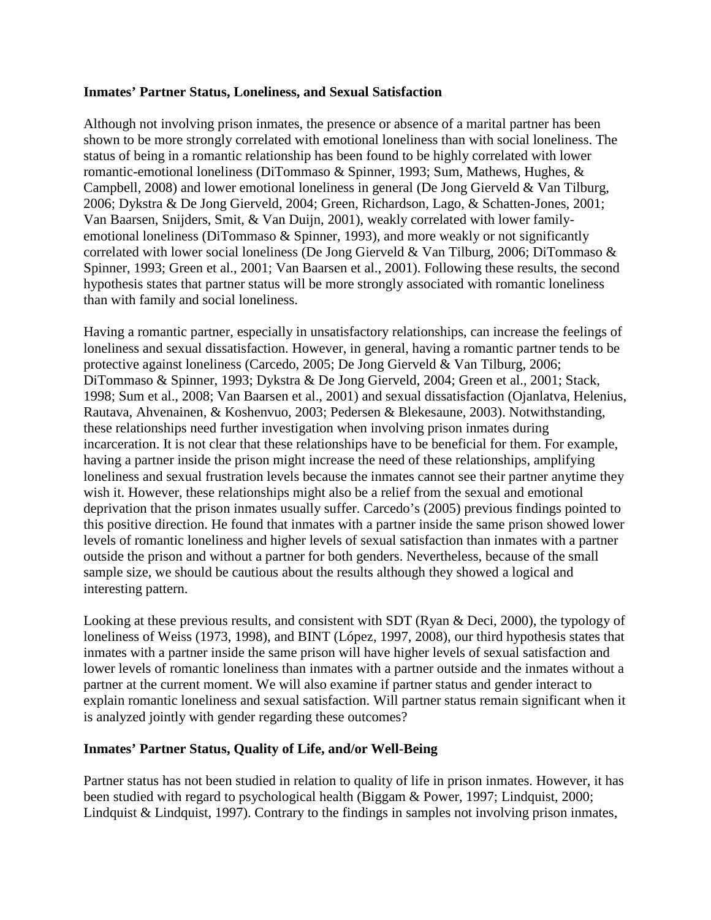### Inmates' Partner Status, Loneliness, and Sexual Satisfaction

Although not involving prison inmates, the presence or absence of a marital partner has been shown to be more strongly correlated with emotional loneliness than with social loneliness. The status of being in a romantic relationship has been found to be highly correlated with lower romantic-emotional loneliness (DiTommaso & Spinner, 1993; Sum, Mathews, Hughes, & Campbell, 2008) and lower emotional loneliness in general (De Jong Gierveld & Van Tilburg, 2006; Dykstra & De Jong Gierveld, 2004; Green, Richardson, Lago, & Schatten-Jones, 2001; Van Baarsen, Snijders, Smit, & Van Duijn, 2001), weakly correlated with lower family-emotional loneliness (DiTommaso & Spinner, 1993), and more weakly or not significantly correlated with lower social loneliness (De Jong Gierveld & Van Tilburg, 2006; DiTommaso & Spinner, 1993; Green et al., 2001; Van Baarsen et al., 2001). Following these results, the second hypothesis states that partner status will be more strongly associated with romantic loneliness than with family and social loneliness.

Having a romantic partner, especially in unsatisfactory relationships, can increase the feelings of loneliness and sexual dissatisfaction. However, in general, having a romantic partner tends to be protective against loneliness (Carcedo, 2005; De Jong Gierveld & Van Tilburg, 2006; DiTommaso & Spinner, 1993; Dykstra & De Jong Gierveld, 2004; Green et al., 2001; Stack, 1998; Sum et al., 2008; Van Baarsen et al., 2001) and sexual dissatisfaction (Ojanlatva, Helenius, Rautava, Ahvenainen, & Koshenvuo, 2003; Pedersen & Blekesaune, 2003). Notwithstanding, these relationships need further investigation when involving prison inmates during incarceration. It is not clear that these relationships have to be beneficial for them. For example, having a partner inside the prison might increase the need of these relationships, amplifying loneliness and sexual frustration levels because the inmates cannot see their partner anytime they wish it. However, these relationships might also be a relief from the sexual and emotional deprivation that the prison inmates usually suffer. Carcedo's (2005) previous findings pointed to this positive direction. He found that inmates with a partner inside the same prison showed lower levels of romantic loneliness and higher levels of sexual satisfaction than inmates with a partner outside the prison and without a partner for both genders. Nevertheless, because of the small sample size, we should be cautious about the results although they showed a logical and interesting pattern.

Looking at these previous results, and consistent with SDT (Ryan & Deci, 2000), the typology of loneliness of Weiss (1973, 1998), and BINT (López, 1997, 2008), our third hypothesis states that inmates with a partner inside the same prison will have higher levels of sexual satisfaction and lower levels of romantic loneliness than inmates with a partner outside and the inmates without a partner at the current moment. We will also examine if partner status and gender interact to explain romantic loneliness and sexual satisfaction. Will partner status remain significant when it is analyzed jointly with gender regarding these outcomes?

### Inmates' Partner Status, Quality of Life, and/or Well-Being

Partner status has not been studied in relation to quality of life in prison inmates. However, it has been studied with regard to psychological health (Biggam & Power, 1997; Lindquist, 2000; Lindquist & Lindquist, 1997). Contrary to the findings in samples not involving prison inmates,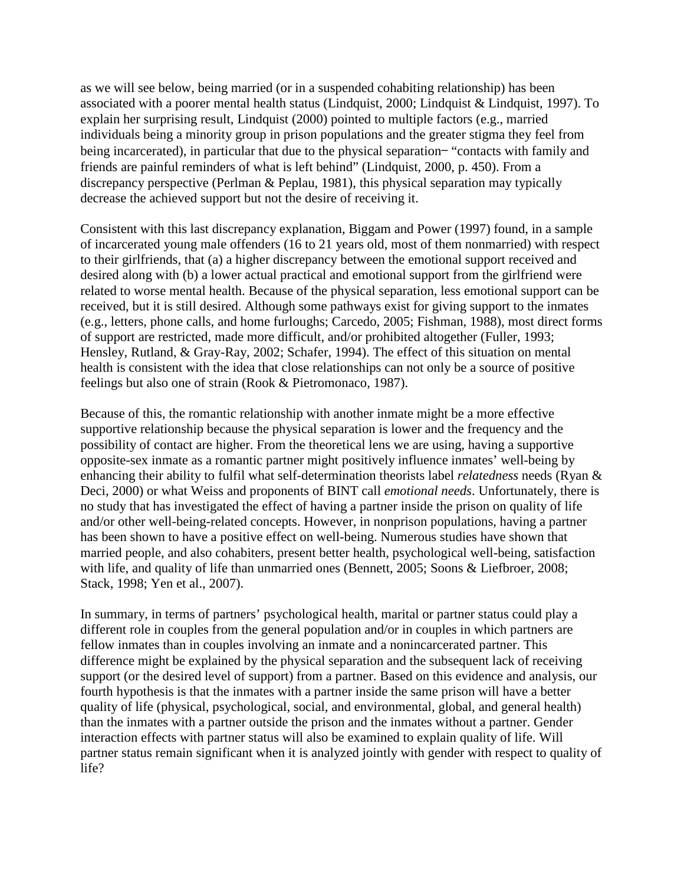as we will see below, being married (or in a suspended cohabiting relationship) has been associated with a poorer mental health status (Lindquist, 2000; Lindquist & Lindquist, 1997). To explain her surprising result, Lindquist (2000) pointed to multiple factors (e.g., married individuals being a minority group in prison populations and the greater stigma they feel from being incarcerated), in particular that due to the physical separation− "contacts with family and friends are painful reminders of what is left behind" (Lindquist, 2000, p. 450). From a discrepancy perspective (Perlman & Peplau, 1981), this physical separation may typically decrease the achieved support but not the desire of receiving it.

Consistent with this last discrepancy explanation, Biggam and Power (1997) found, in a sample of incarcerated young male offenders (16 to 21 years old, most of them nonmarried) with respect to their girlfriends, that (a) a higher discrepancy between the emotional support received and desired along with (b) a lower actual practical and emotional support from the girlfriend were related to worse mental health. Because of the physical separation, less emotional support can be received, but it is still desired. Although some pathways exist for giving support to the inmates (e.g., letters, phone calls, and home furloughs; Carcedo, 2005; Fishman, 1988), most direct forms of support are restricted, made more difficult, and/or prohibited altogether (Fuller, 1993; Hensley, Rutland, & Gray-Ray, 2002; Schafer, 1994). The effect of this situation on mental health is consistent with the idea that close relationships can not only be a source of positive feelings but also one of strain (Rook & Pietromonaco, 1987).

Because of this, the romantic relationship with another inmate might be a more effective supportive relationship because the physical separation is lower and the frequency and the possibility of contact are higher. From the theoretical lens we are using, having a supportive opposite-sex inmate as a romantic partner might positively influence inmates' well-being by enhancing their ability to fulfil what self-determination theorists label *relatedness* needs (Ryan & Deci, 2000) or what Weiss and proponents of BINT call *emotional needs*. Unfortunately, there is no study that has investigated the effect of having a partner inside the prison on quality of life and/or other well-being-related concepts. However, in nonprison populations, having a partner has been shown to have a positive effect on well-being. Numerous studies have shown that married people, and also cohabiters, present better health, psychological well-being, satisfaction with life, and quality of life than unmarried ones (Bennett, 2005; Soons & Liefbroer, 2008; Stack, 1998; Yen et al., 2007).

In summary, in terms of partners' psychological health, marital or partner status could play a different role in couples from the general population and/or in couples in which partners are fellow inmates than in couples involving an inmate and a nonincarcerated partner. This difference might be explained by the physical separation and the subsequent lack of receiving support (or the desired level of support) from a partner. Based on this evidence and analysis, our fourth hypothesis is that the inmates with a partner inside the same prison will have a better quality of life (physical, psychological, social, and environmental, global, and general health) than the inmates with a partner outside the prison and the inmates without a partner. Gender interaction effects with partner status will also be examined to explain quality of life. Will partner status remain significant when it is analyzed jointly with gender with respect to quality of life?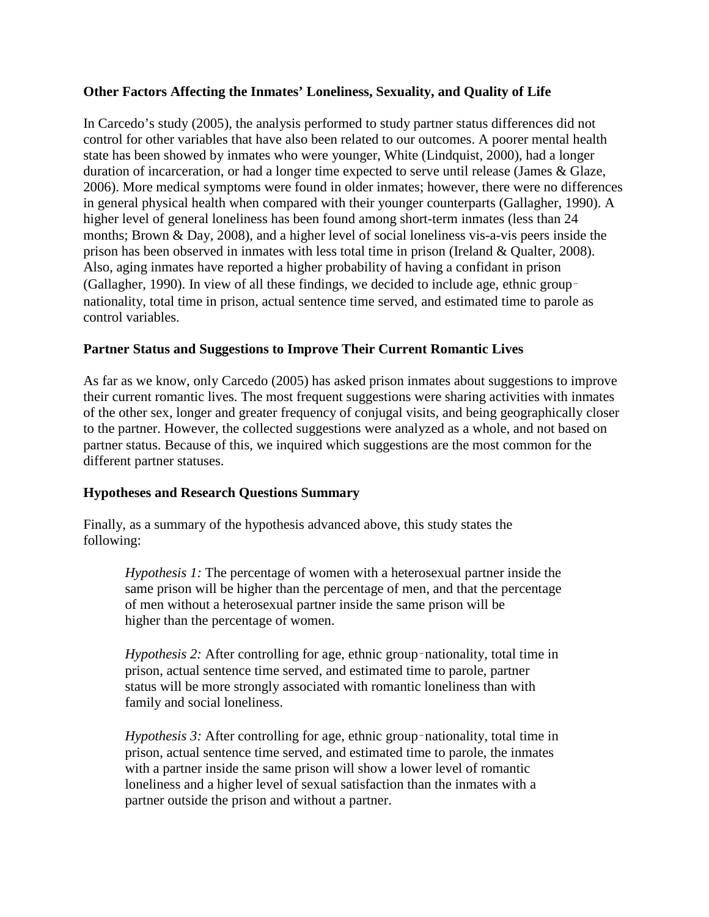### Other Factors Affecting the Inmates' Loneliness, Sexuality, and Quality of Life

In Carcedo's study (2005), the analysis performed to study partner status differences did not control for other variables that have also been related to our outcomes. A poorer mental health state has been showed by inmates who were younger, White (Lindquist, 2000), had a longer duration of incarceration, or had a longer time expected to serve until release (James & Glaze, 2006). More medical symptoms were found in older inmates; however, there were no differences in general physical health when compared with their younger counterparts (Gallagher, 1990). A higher level of general loneliness has been found among short-term inmates (less than 24 months; Brown & Day, 2008), and a higher level of social loneliness vis-a-vis peers inside the prison has been observed in inmates with less total time in prison (Ireland & Qualter, 2008). Also, aging inmates have reported a higher probability of having a confidant in prison (Gallagher, 1990). In view of all these findings, we decided to include age, ethnic group–nationality, total time in prison, actual sentence time served, and estimated time to parole as control variables.

### Partner Status and Suggestions to Improve Their Current Romantic Lives

As far as we know, only Carcedo (2005) has asked prison inmates about suggestions to improve their current romantic lives. The most frequent suggestions were sharing activities with inmates of the other sex, longer and greater frequency of conjugal visits, and being geographically closer to the partner. However, the collected suggestions were analyzed as a whole, and not based on partner status. Because of this, we inquired which suggestions are the most common for the different partner statuses.

### Hypotheses and Research Questions Summary

Finally, as a summary of the hypothesis advanced above, this study states the following:

> *Hypothesis 1:* The percentage of women with a heterosexual partner inside the same prison will be higher than the percentage of men, and that the percentage of men without a heterosexual partner inside the same prison will be higher than the percentage of women.
>
> *Hypothesis 2:* After controlling for age, ethnic group–nationality, total time in prison, actual sentence time served, and estimated time to parole, partner status will be more strongly associated with romantic loneliness than with family and social loneliness.
>
> *Hypothesis 3:* After controlling for age, ethnic group–nationality, total time in prison, actual sentence time served, and estimated time to parole, the inmates with a partner inside the same prison will show a lower level of romantic loneliness and a higher level of sexual satisfaction than the inmates with a partner outside the prison and without a partner.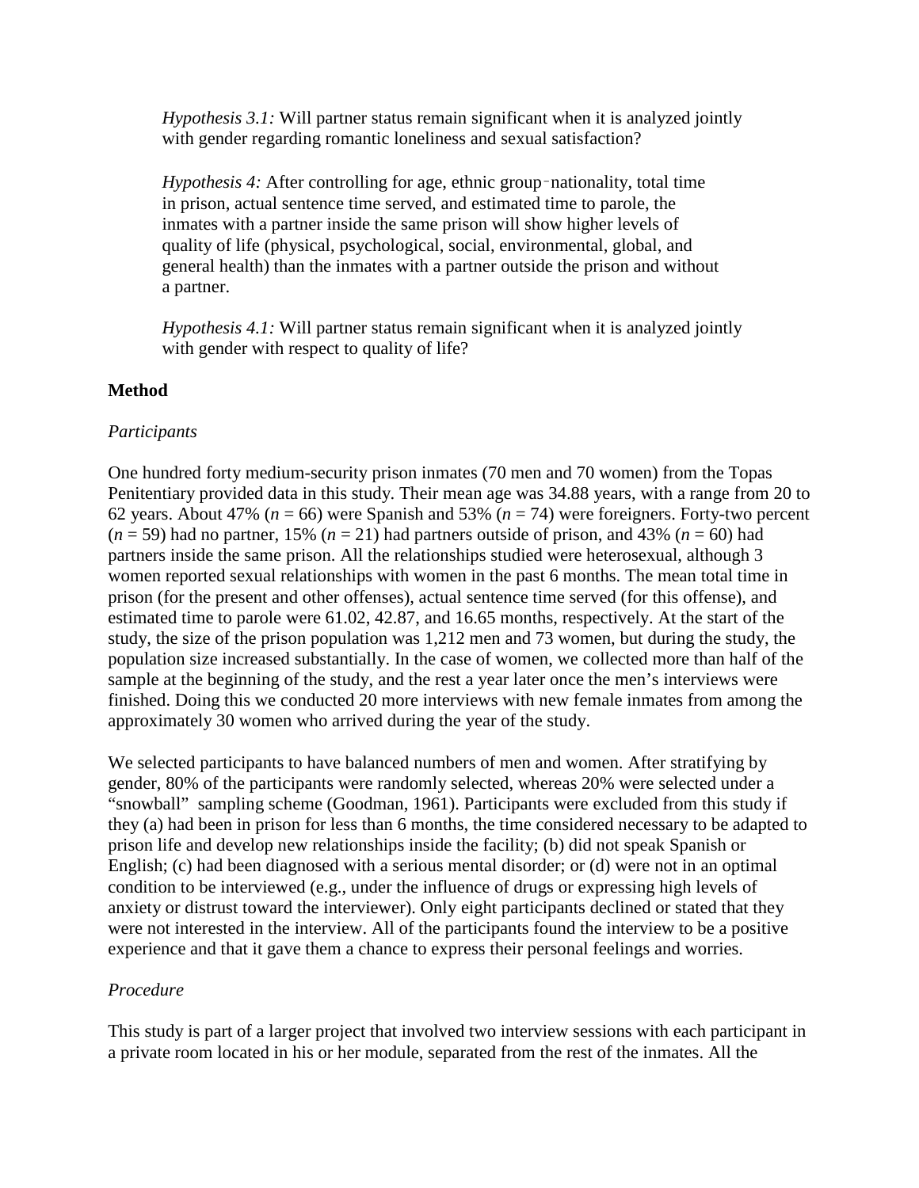*Hypothesis 3.1:* Will partner status remain significant when it is analyzed jointly with gender regarding romantic loneliness and sexual satisfaction?

*Hypothesis 4:* After controlling for age, ethnic group‑nationality, total time in prison, actual sentence time served, and estimated time to parole, the inmates with a partner inside the same prison will show higher levels of quality of life (physical, psychological, social, environmental, global, and general health) than the inmates with a partner outside the prison and without a partner.

*Hypothesis 4.1:* Will partner status remain significant when it is analyzed jointly with gender with respect to quality of life?

**Method**

*Participants*

One hundred forty medium-security prison inmates (70 men and 70 women) from the Topas Penitentiary provided data in this study. Their mean age was 34.88 years, with a range from 20 to 62 years. About 47% ($n$ = 66) were Spanish and 53% ($n$ = 74) were foreigners. Forty-two percent ($n$ = 59) had no partner, 15% ($n$ = 21) had partners outside of prison, and 43% ($n$ = 60) had partners inside the same prison. All the relationships studied were heterosexual, although 3 women reported sexual relationships with women in the past 6 months. The mean total time in prison (for the present and other offenses), actual sentence time served (for this offense), and estimated time to parole were 61.02, 42.87, and 16.65 months, respectively. At the start of the study, the size of the prison population was 1,212 men and 73 women, but during the study, the population size increased substantially. In the case of women, we collected more than half of the sample at the beginning of the study, and the rest a year later once the men's interviews were finished. Doing this we conducted 20 more interviews with new female inmates from among the approximately 30 women who arrived during the year of the study.

We selected participants to have balanced numbers of men and women. After stratifying by gender, 80% of the participants were randomly selected, whereas 20% were selected under a "snowball" sampling scheme (Goodman, 1961). Participants were excluded from this study if they (a) had been in prison for less than 6 months, the time considered necessary to be adapted to prison life and develop new relationships inside the facility; (b) did not speak Spanish or English; (c) had been diagnosed with a serious mental disorder; or (d) were not in an optimal condition to be interviewed (e.g., under the influence of drugs or expressing high levels of anxiety or distrust toward the interviewer). Only eight participants declined or stated that they were not interested in the interview. All of the participants found the interview to be a positive experience and that it gave them a chance to express their personal feelings and worries.

*Procedure*

This study is part of a larger project that involved two interview sessions with each participant in a private room located in his or her module, separated from the rest of the inmates. All the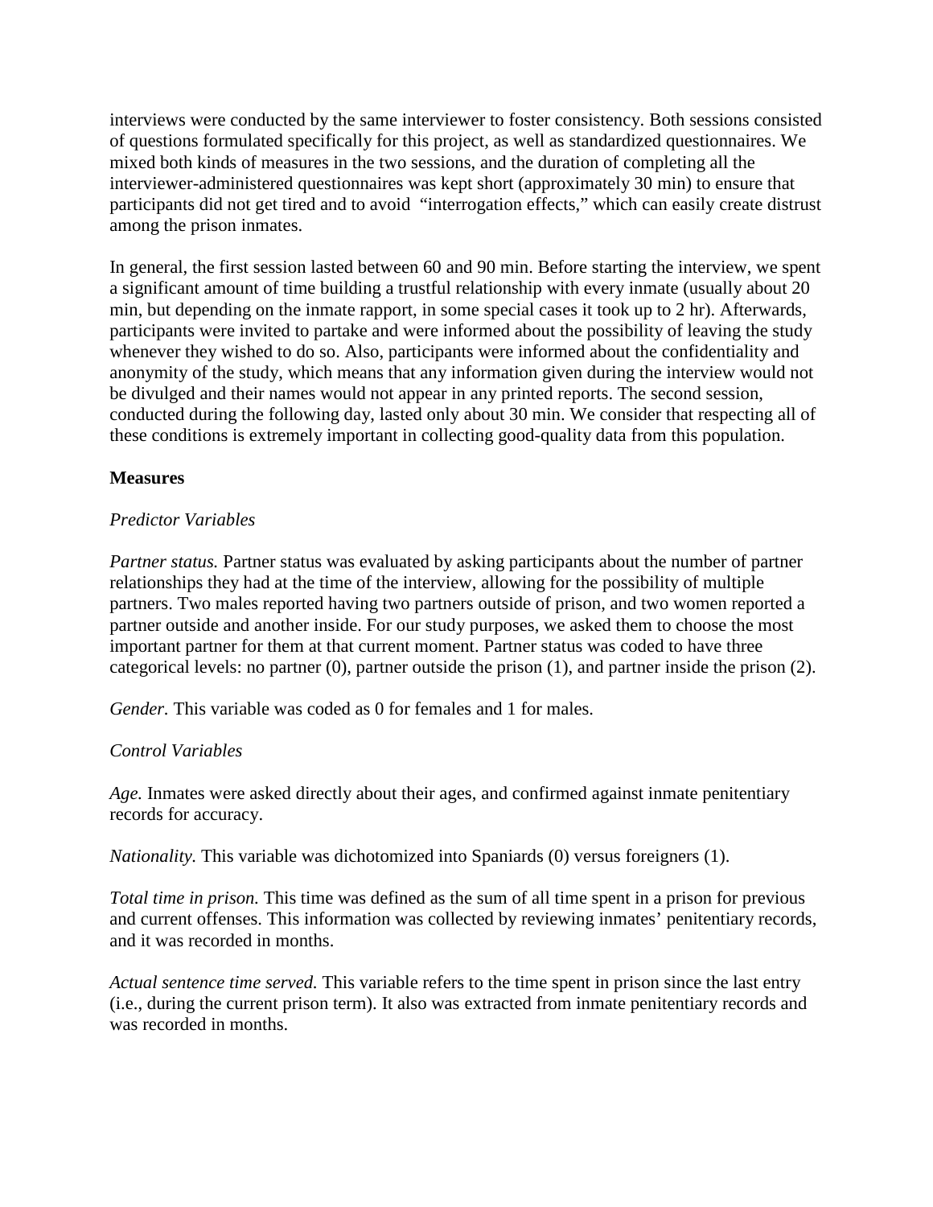interviews were conducted by the same interviewer to foster consistency. Both sessions consisted of questions formulated specifically for this project, as well as standardized questionnaires. We mixed both kinds of measures in the two sessions, and the duration of completing all the interviewer-administered questionnaires was kept short (approximately 30 min) to ensure that participants did not get tired and to avoid "interrogation effects," which can easily create distrust among the prison inmates.

In general, the first session lasted between 60 and 90 min. Before starting the interview, we spent a significant amount of time building a trustful relationship with every inmate (usually about 20 min, but depending on the inmate rapport, in some special cases it took up to 2 hr). Afterwards, participants were invited to partake and were informed about the possibility of leaving the study whenever they wished to do so. Also, participants were informed about the confidentiality and anonymity of the study, which means that any information given during the interview would not be divulged and their names would not appear in any printed reports. The second session, conducted during the following day, lasted only about 30 min. We consider that respecting all of these conditions is extremely important in collecting good-quality data from this population.

**Measures**

*Predictor Variables*

*Partner status.* Partner status was evaluated by asking participants about the number of partner relationships they had at the time of the interview, allowing for the possibility of multiple partners. Two males reported having two partners outside of prison, and two women reported a partner outside and another inside. For our study purposes, we asked them to choose the most important partner for them at that current moment. Partner status was coded to have three categorical levels: no partner (0), partner outside the prison (1), and partner inside the prison (2).

*Gender.* This variable was coded as 0 for females and 1 for males.

*Control Variables*

*Age.* Inmates were asked directly about their ages, and confirmed against inmate penitentiary records for accuracy.

*Nationality.* This variable was dichotomized into Spaniards (0) versus foreigners (1).

*Total time in prison.* This time was defined as the sum of all time spent in a prison for previous and current offenses. This information was collected by reviewing inmates' penitentiary records, and it was recorded in months.

*Actual sentence time served.* This variable refers to the time spent in prison since the last entry (i.e., during the current prison term). It also was extracted from inmate penitentiary records and was recorded in months.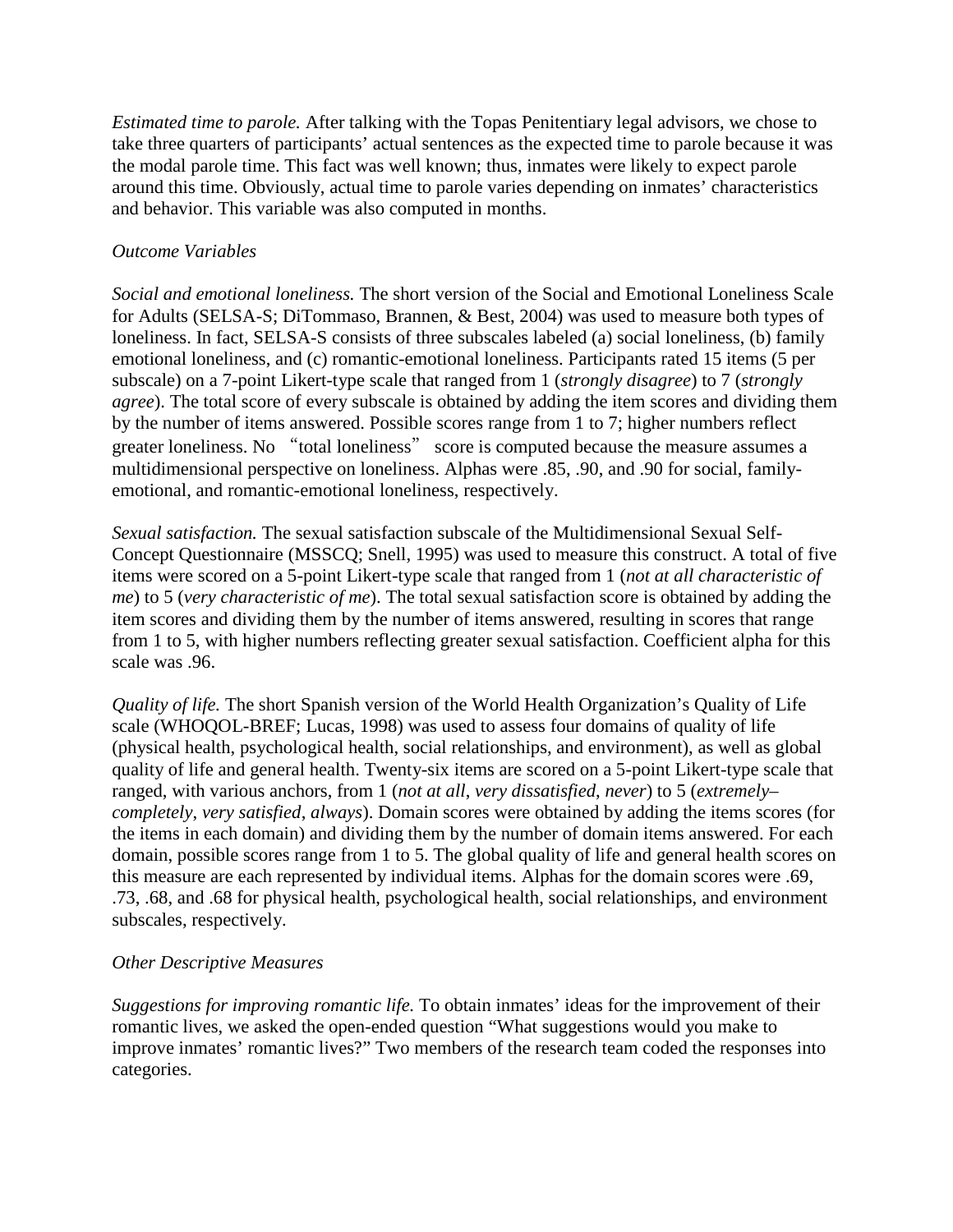*Estimated time to parole.* After talking with the Topas Penitentiary legal advisors, we chose to take three quarters of participants' actual sentences as the expected time to parole because it was the modal parole time. This fact was well known; thus, inmates were likely to expect parole around this time. Obviously, actual time to parole varies depending on inmates' characteristics and behavior. This variable was also computed in months.

### *Outcome Variables*

*Social and emotional loneliness.* The short version of the Social and Emotional Loneliness Scale for Adults (SELSA-S; DiTommaso, Brannen, & Best, 2004) was used to measure both types of loneliness. In fact, SELSA-S consists of three subscales labeled (a) social loneliness, (b) family emotional loneliness, and (c) romantic-emotional loneliness. Participants rated 15 items (5 per subscale) on a 7-point Likert-type scale that ranged from 1 (*strongly disagree*) to 7 (*strongly agree*). The total score of every subscale is obtained by adding the item scores and dividing them by the number of items answered. Possible scores range from 1 to 7; higher numbers reflect greater loneliness. No "total loneliness" score is computed because the measure assumes a multidimensional perspective on loneliness. Alphas were .85, .90, and .90 for social, family-emotional, and romantic-emotional loneliness, respectively.

*Sexual satisfaction.* The sexual satisfaction subscale of the Multidimensional Sexual Self-Concept Questionnaire (MSSCQ; Snell, 1995) was used to measure this construct. A total of five items were scored on a 5-point Likert-type scale that ranged from 1 (*not at all characteristic of me*) to 5 (*very characteristic of me*). The total sexual satisfaction score is obtained by adding the item scores and dividing them by the number of items answered, resulting in scores that range from 1 to 5, with higher numbers reflecting greater sexual satisfaction. Coefficient alpha for this scale was .96.

*Quality of life.* The short Spanish version of the World Health Organization's Quality of Life scale (WHOQOL-BREF; Lucas, 1998) was used to assess four domains of quality of life (physical health, psychological health, social relationships, and environment), as well as global quality of life and general health. Twenty-six items are scored on a 5-point Likert-type scale that ranged, with various anchors, from 1 (*not at all*, *very dissatisfied*, *never*) to 5 (*extremely–completely*, *very satisfied*, *always*). Domain scores were obtained by adding the items scores (for the items in each domain) and dividing them by the number of domain items answered. For each domain, possible scores range from 1 to 5. The global quality of life and general health scores on this measure are each represented by individual items. Alphas for the domain scores were .69, .73, .68, and .68 for physical health, psychological health, social relationships, and environment subscales, respectively.

### *Other Descriptive Measures*

*Suggestions for improving romantic life.* To obtain inmates' ideas for the improvement of their romantic lives, we asked the open-ended question "What suggestions would you make to improve inmates' romantic lives?" Two members of the research team coded the responses into categories.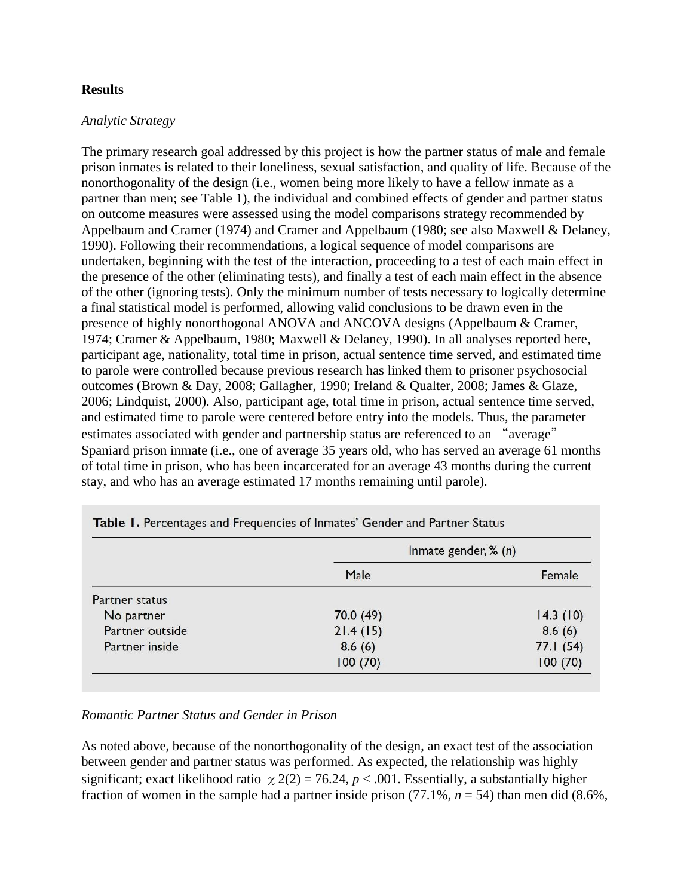## Results

### *Analytic Strategy*

The primary research goal addressed by this project is how the partner status of male and female prison inmates is related to their loneliness, sexual satisfaction, and quality of life. Because of the nonorthogonality of the design (i.e., women being more likely to have a fellow inmate as a partner than men; see Table 1), the individual and combined effects of gender and partner status on outcome measures were assessed using the model comparisons strategy recommended by Appelbaum and Cramer (1974) and Cramer and Appelbaum (1980; see also Maxwell & Delaney, 1990). Following their recommendations, a logical sequence of model comparisons are undertaken, beginning with the test of the interaction, proceeding to a test of each main effect in the presence of the other (eliminating tests), and finally a test of each main effect in the absence of the other (ignoring tests). Only the minimum number of tests necessary to logically determine a final statistical model is performed, allowing valid conclusions to be drawn even in the presence of highly nonorthogonal ANOVA and ANCOVA designs (Appelbaum & Cramer, 1974; Cramer & Appelbaum, 1980; Maxwell & Delaney, 1990). In all analyses reported here, participant age, nationality, total time in prison, actual sentence time served, and estimated time to parole were controlled because previous research has linked them to prisoner psychosocial outcomes (Brown & Day, 2008; Gallagher, 1990; Ireland & Qualter, 2008; James & Glaze, 2006; Lindquist, 2000). Also, participant age, total time in prison, actual sentence time served, and estimated time to parole were centered before entry into the models. Thus, the parameter estimates associated with gender and partnership status are referenced to an "average" Spaniard prison inmate (i.e., one of average 35 years old, who has served an average 61 months of total time in prison, who has been incarcerated for an average 43 months during the current stay, and who has an average estimated 17 months remaining until parole).

**Table 1.** Percentages and Frequencies of Inmates' Gender and Partner Status

| | Inmate gender, % (*n*) | |
|---|---|---|
| | Male | Female |
| Partner status | | |
| No partner | 70.0 (49) | 14.3 (10) |
| Partner outside | 21.4 (15) | 8.6 (6) |
| Partner inside | 8.6 (6) | 77.1 (54) |
| | 100 (70) | 100 (70) |

### *Romantic Partner Status and Gender in Prison*

As noted above, because of the nonorthogonality of the design, an exact test of the association between gender and partner status was performed. As expected, the relationship was highly significant; exact likelihood ratio $\chi 2(2) = 76.24$, $p < .001$. Essentially, a substantially higher fraction of women in the sample had a partner inside prison (77.1%, $n = 54$) than men did (8.6%,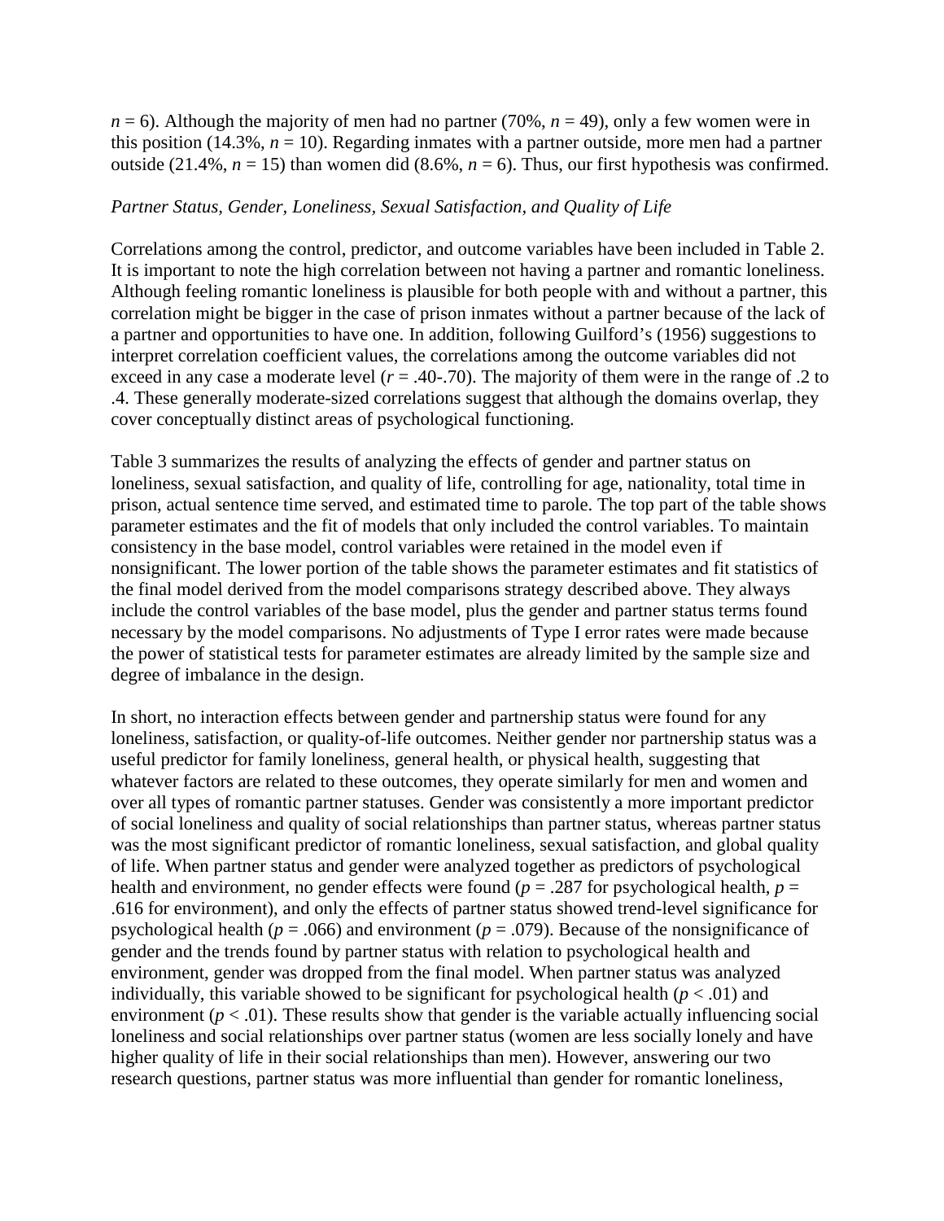$n = 6$). Although the majority of men had no partner (70%, $n = 49$), only a few women were in this position (14.3%, $n = 10$). Regarding inmates with a partner outside, more men had a partner outside (21.4%, $n = 15$) than women did (8.6%, $n = 6$). Thus, our first hypothesis was confirmed.

*Partner Status, Gender, Loneliness, Sexual Satisfaction, and Quality of Life*

Correlations among the control, predictor, and outcome variables have been included in Table 2. It is important to note the high correlation between not having a partner and romantic loneliness. Although feeling romantic loneliness is plausible for both people with and without a partner, this correlation might be bigger in the case of prison inmates without a partner because of the lack of a partner and opportunities to have one. In addition, following Guilford's (1956) suggestions to interpret correlation coefficient values, the correlations among the outcome variables did not exceed in any case a moderate level ($r = .40$-$.70$). The majority of them were in the range of .2 to .4. These generally moderate-sized correlations suggest that although the domains overlap, they cover conceptually distinct areas of psychological functioning.

Table 3 summarizes the results of analyzing the effects of gender and partner status on loneliness, sexual satisfaction, and quality of life, controlling for age, nationality, total time in prison, actual sentence time served, and estimated time to parole. The top part of the table shows parameter estimates and the fit of models that only included the control variables. To maintain consistency in the base model, control variables were retained in the model even if nonsignificant. The lower portion of the table shows the parameter estimates and fit statistics of the final model derived from the model comparisons strategy described above. They always include the control variables of the base model, plus the gender and partner status terms found necessary by the model comparisons. No adjustments of Type I error rates were made because the power of statistical tests for parameter estimates are already limited by the sample size and degree of imbalance in the design.

In short, no interaction effects between gender and partnership status were found for any loneliness, satisfaction, or quality-of-life outcomes. Neither gender nor partnership status was a useful predictor for family loneliness, general health, or physical health, suggesting that whatever factors are related to these outcomes, they operate similarly for men and women and over all types of romantic partner statuses. Gender was consistently a more important predictor of social loneliness and quality of social relationships than partner status, whereas partner status was the most significant predictor of romantic loneliness, sexual satisfaction, and global quality of life. When partner status and gender were analyzed together as predictors of psychological health and environment, no gender effects were found ($p = .287$ for psychological health, $p = .616$ for environment), and only the effects of partner status showed trend-level significance for psychological health ($p = .066$) and environment ($p = .079$). Because of the nonsignificance of gender and the trends found by partner status with relation to psychological health and environment, gender was dropped from the final model. When partner status was analyzed individually, this variable showed to be significant for psychological health ($p < .01$) and environment ($p < .01$). These results show that gender is the variable actually influencing social loneliness and social relationships over partner status (women are less socially lonely and have higher quality of life in their social relationships than men). However, answering our two research questions, partner status was more influential than gender for romantic loneliness,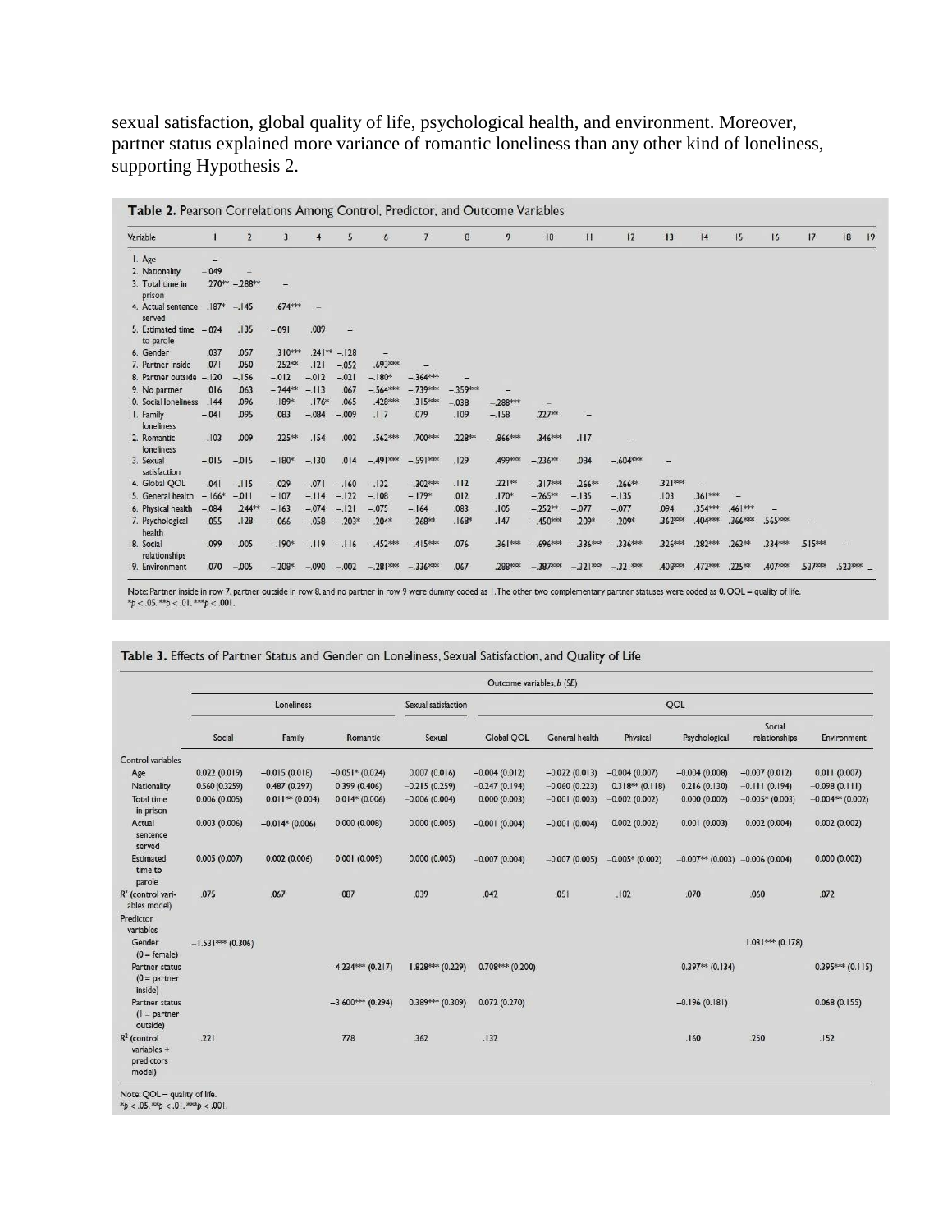sexual satisfaction, global quality of life, psychological health, and environment. Moreover, partner status explained more variance of romantic loneliness than any other kind of loneliness, supporting Hypothesis 2.

**Table 2.** Pearson Correlations Among Control, Predictor, and Outcome Variables

| Variable | 1 | 2 | 3 | 4 | 5 | 6 | 7 | 8 | 9 | 10 | 11 | 12 | 13 | 14 | 15 | 16 | 17 | 18 | 19 |
|---|---|---|---|---|---|---|---|---|---|---|---|---|---|---|---|---|---|---|---|
| 1. Age | – | | | | | | | | | | | | | | | | | | |
| 2. Nationality | −.049 | – | | | | | | | | | | | | | | | | | |
| 3. Total time in prison | .270** | −.288** | – | | | | | | | | | | | | | | | | |
| 4. Actual sentence served | .187* | −.145 | .674*** | – | | | | | | | | | | | | | | | |
| 5. Estimated time to parole | −.024 | .135 | −.091 | .089 | – | | | | | | | | | | | | | | |
| 6. Gender | .037 | .057 | .310*** | .241** | −.128 | – | | | | | | | | | | | | | |
| 7. Partner inside | .071 | .050 | .252** | .121 | −.052 | .693*** | – | | | | | | | | | | | | |
| 8. Partner outside | −.120 | −.156 | −.012 | −.012 | −.021 | −.180* | −.364*** | – | | | | | | | | | | | |
| 9. No partner | .016 | .063 | −.244** | −.113 | .067 | −.564*** | −.739*** | −.359*** | – | | | | | | | | | | |
| 10. Social loneliness | .144 | .096 | .189* | .176* | .065 | .428*** | .315*** | −.038 | −.288*** | – | | | | | | | | | |
| 11. Family loneliness | −.041 | .095 | .083 | −.084 | −.009 | .117 | .079 | .109 | −.158 | .227** | – | | | | | | | | |
| 12. Romantic loneliness | −.103 | .009 | .225** | .154 | .002 | .562*** | .700*** | .228** | −.866*** | .346*** | .117 | – | | | | | | | |
| 13. Sexual satisfaction | −.015 | −.015 | −.180* | −.130 | .014 | −.491*** | −.591*** | .129 | .499*** | −.236** | .084 | −.604*** | – | | | | | | |
| 14. Global QOL | −.041 | −.115 | −.029 | −.071 | −.160 | −.132 | −.302*** | .112 | .221** | −.317*** | −.266** | −.266** | .321*** | – | | | | | |
| 15. General health | −.166* | −.011 | −.107 | −.114 | −.122 | −.108 | −.179* | .012 | .170* | −.265** | −.135 | −.135 | .103 | .361*** | – | | | | |
| 16. Physical health | −.084 | .244** | −.163 | −.074 | −.121 | −.075 | −.164 | .083 | .105 | −.252** | −.077 | −.077 | .094 | .354*** | .461*** | – | | | |
| 17. Psychological health | −.055 | .128 | −.066 | −.058 | −.203* | −.204* | −.268** | .168* | .147 | −.450*** | −.209* | −.209* | .362*** | .404*** | .366*** | .565*** | – | | |
| 18. Social relationships | −.099 | −.005 | −.190* | −.119 | −.116 | −.452*** | −.415*** | .076 | .361*** | −.696*** | −.336*** | −.336*** | .326*** | .282*** | .263** | .334*** | .515*** | – | |
| 19. Environment | .070 | −.005 | −.208* | −.090 | −.002 | −.281*** | −.336*** | .067 | .288*** | −.387*** | −.321*** | −.321*** | .408*** | .472*** | .225** | .407*** | .537*** | .523*** | – |

Note: Partner inside in row 7, partner outside in row 8, and no partner in row 9 were dummy coded as 1. The other two complementary partner statuses were coded as 0. QOL = quality of life.
*p < .05. **p < .01. ***p < .001.

**Table 3.** Effects of Partner Status and Gender on Loneliness, Sexual Satisfaction, and Quality of Life

| | Outcome variables, *b* (*SE*) | | | | | | | | | |
|---|---|---|---|---|---|---|---|---|---|---|
| | Loneliness | | | Sexual satisfaction | QOL | | | | | |
| | Social | Family | Romantic | Sexual | Global QOL | General health | Physical | Psychological | Social relationships | Environment |
| Control variables | | | | | | | | | | |
| Age | 0.022 (0.019) | −0.015 (0.018) | −0.051* (0.024) | 0.007 (0.016) | −0.004 (0.012) | −0.022 (0.013) | −0.004 (0.007) | −0.004 (0.008) | −0.007 (0.012) | 0.011 (0.007) |
| Nationality | 0.560 (0.3259) | 0.487 (0.297) | 0.399 (0.406) | −0.215 (0.259) | −0.247 (0.194) | −0.060 (0.223) | 0.318** (0.118) | 0.216 (0.130) | −0.111 (0.194) | −0.098 (0.111) |
| Total time in prison | 0.006 (0.005) | 0.011** (0.004) | 0.014* (0.006) | −0.006 (0.004) | 0.000 (0.003) | −0.001 (0.003) | −0.002 (0.002) | 0.000 (0.002) | −0.005* (0.003) | −0.004** (0.002) |
| Actual sentence served | 0.003 (0.006) | −0.014* (0.006) | 0.000 (0.008) | 0.000 (0.005) | −0.001 (0.004) | −0.001 (0.004) | 0.002 (0.002) | 0.001 (0.003) | 0.002 (0.004) | 0.002 (0.002) |
| Estimated time to parole | 0.005 (0.007) | 0.002 (0.006) | 0.001 (0.009) | 0.000 (0.005) | −0.007 (0.004) | −0.007 (0.005) | −0.005* (0.002) | −0.007** (0.003) | −0.006 (0.004) | 0.000 (0.002) |
| $R^2$ (control variables model) | .075 | .067 | .087 | .039 | .042 | .051 | .102 | .070 | .060 | .072 |
| Predictor variables | | | | | | | | | | |
| Gender (0 = female) | −1.531*** (0.306) | | | | | | | | 1.031*** (0.178) | |
| Partner status (0 = partner inside) | | | −4.234*** (0.217) | 1.828*** (0.229) | 0.708*** (0.200) | | | 0.397** (0.134) | | 0.395*** (0.115) |
| Partner status (1 = partner outside) | | | −3.600*** (0.294) | 0.389*** (0.309) | 0.072 (0.270) | | | −0.196 (0.181) | | 0.068 (0.155) |
| $R^2$ (control variables + predictors model) | .221 | | .778 | .362 | .132 | | | .160 | .250 | .152 |

Note: QOL = quality of life.
*p < .05. **p < .01. ***p < .001.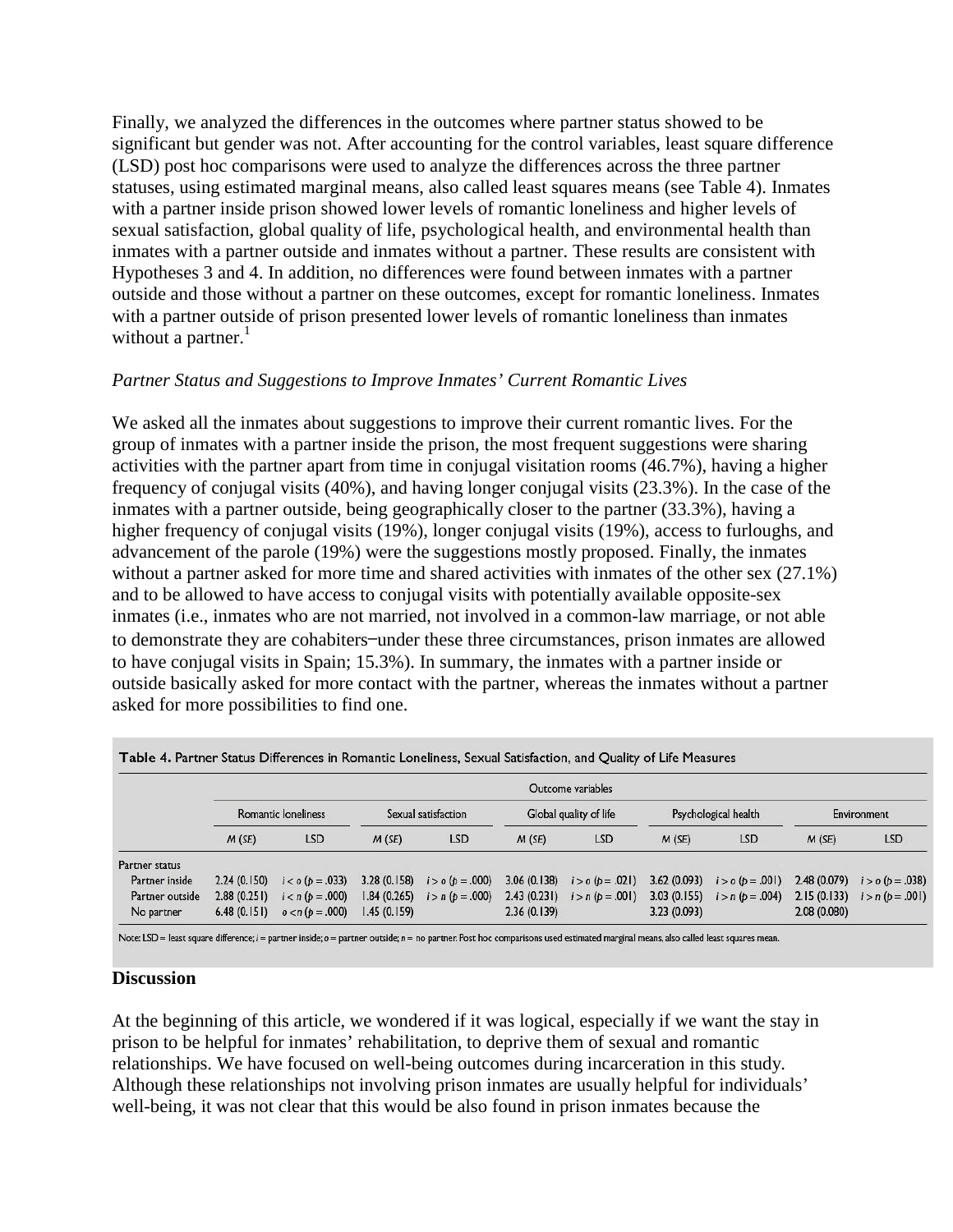Finally, we analyzed the differences in the outcomes where partner status showed to be significant but gender was not. After accounting for the control variables, least square difference (LSD) post hoc comparisons were used to analyze the differences across the three partner statuses, using estimated marginal means, also called least squares means (see Table 4). Inmates with a partner inside prison showed lower levels of romantic loneliness and higher levels of sexual satisfaction, global quality of life, psychological health, and environmental health than inmates with a partner outside and inmates without a partner. These results are consistent with Hypotheses 3 and 4. In addition, no differences were found between inmates with a partner outside and those without a partner on these outcomes, except for romantic loneliness. Inmates with a partner outside of prison presented lower levels of romantic loneliness than inmates without a partner.[1]

*Partner Status and Suggestions to Improve Inmates' Current Romantic Lives*

We asked all the inmates about suggestions to improve their current romantic lives. For the group of inmates with a partner inside the prison, the most frequent suggestions were sharing activities with the partner apart from time in conjugal visitation rooms (46.7%), having a higher frequency of conjugal visits (40%), and having longer conjugal visits (23.3%). In the case of the inmates with a partner outside, being geographically closer to the partner (33.3%), having a higher frequency of conjugal visits (19%), longer conjugal visits (19%), access to furloughs, and advancement of the parole (19%) were the suggestions mostly proposed. Finally, the inmates without a partner asked for more time and shared activities with inmates of the other sex (27.1%) and to be allowed to have access to conjugal visits with potentially available opposite-sex inmates (i.e., inmates who are not married, not involved in a common-law marriage, or not able to demonstrate they are cohabiters–under these three circumstances, prison inmates are allowed to have conjugal visits in Spain; 15.3%). In summary, the inmates with a partner inside or outside basically asked for more contact with the partner, whereas the inmates without a partner asked for more possibilities to find one.

**Table 4.** Partner Status Differences in Romantic Loneliness, Sexual Satisfaction, and Quality of Life Measures

| | Outcome variables | | | | | | | | | |
|---|---|---|---|---|---|---|---|---|---|---|
| | Romantic loneliness | | Sexual satisfaction | | Global quality of life | | Psychological health | | Environment | |
| | *M* (*SE*) | LSD | *M* (*SE*) | LSD | *M* (*SE*) | LSD | *M* (*SE*) | LSD | *M* (*SE*) | LSD |
| Partner status | | | | | | | | | | |
| Partner inside | 2.24 (0.150) | $i < o$ ($p = .033$) | 3.28 (0.158) | $i > o$ ($p = .000$) | 3.06 (0.138) | $i > o$ ($p = .021$) | 3.62 (0.093) | $i > o$ ($p = .001$) | 2.48 (0.079) | $i > o$ ($p = .038$) |
| Partner outside | 2.88 (0.251) | $i < n$ ($p = .000$) | 1.84 (0.265) | $i > n$ ($p = .000$) | 2.43 (0.231) | $i > n$ ($p = .001$) | 3.03 (0.155) | $i > n$ ($p = .004$) | 2.15 (0.133) | $i > n$ ($p = .001$) |
| No partner | 6.48 (0.151) | $o < n$ ($p = .000$) | 1.45 (0.159) | | 2.36 (0.139) | | 3.23 (0.093) | | 2.08 (0.080) | |

Note: LSD = least square difference; *i* = partner inside; *o* = partner outside; *n* = no partner. Post hoc comparisons used estimated marginal means, also called least squares mean.

## Discussion

At the beginning of this article, we wondered if it was logical, especially if we want the stay in prison to be helpful for inmates' rehabilitation, to deprive them of sexual and romantic relationships. We have focused on well-being outcomes during incarceration in this study. Although these relationships not involving prison inmates are usually helpful for individuals' well-being, it was not clear that this would be also found in prison inmates because the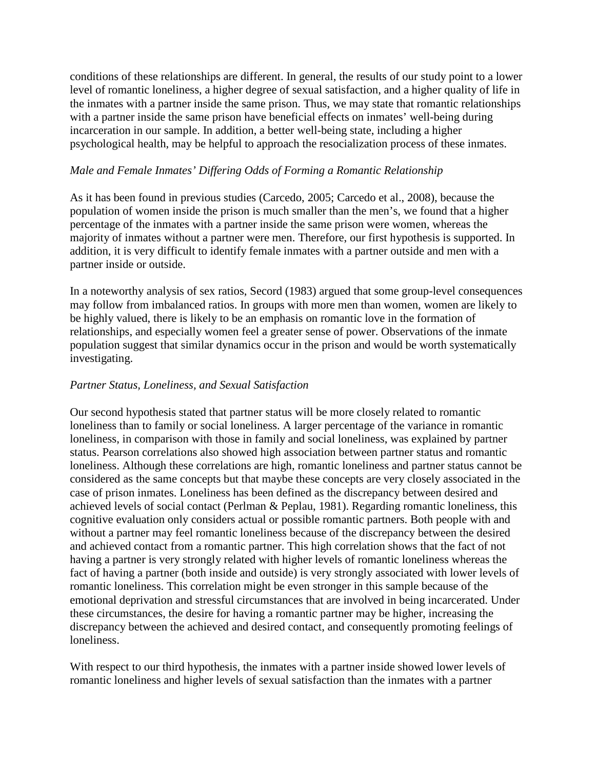conditions of these relationships are different. In general, the results of our study point to a lower level of romantic loneliness, a higher degree of sexual satisfaction, and a higher quality of life in the inmates with a partner inside the same prison. Thus, we may state that romantic relationships with a partner inside the same prison have beneficial effects on inmates' well-being during incarceration in our sample. In addition, a better well-being state, including a higher psychological health, may be helpful to approach the resocialization process of these inmates.

*Male and Female Inmates' Differing Odds of Forming a Romantic Relationship*

As it has been found in previous studies (Carcedo, 2005; Carcedo et al., 2008), because the population of women inside the prison is much smaller than the men's, we found that a higher percentage of the inmates with a partner inside the same prison were women, whereas the majority of inmates without a partner were men. Therefore, our first hypothesis is supported. In addition, it is very difficult to identify female inmates with a partner outside and men with a partner inside or outside.

In a noteworthy analysis of sex ratios, Secord (1983) argued that some group-level consequences may follow from imbalanced ratios. In groups with more men than women, women are likely to be highly valued, there is likely to be an emphasis on romantic love in the formation of relationships, and especially women feel a greater sense of power. Observations of the inmate population suggest that similar dynamics occur in the prison and would be worth systematically investigating.

*Partner Status, Loneliness, and Sexual Satisfaction*

Our second hypothesis stated that partner status will be more closely related to romantic loneliness than to family or social loneliness. A larger percentage of the variance in romantic loneliness, in comparison with those in family and social loneliness, was explained by partner status. Pearson correlations also showed high association between partner status and romantic loneliness. Although these correlations are high, romantic loneliness and partner status cannot be considered as the same concepts but that maybe these concepts are very closely associated in the case of prison inmates. Loneliness has been defined as the discrepancy between desired and achieved levels of social contact (Perlman & Peplau, 1981). Regarding romantic loneliness, this cognitive evaluation only considers actual or possible romantic partners. Both people with and without a partner may feel romantic loneliness because of the discrepancy between the desired and achieved contact from a romantic partner. This high correlation shows that the fact of not having a partner is very strongly related with higher levels of romantic loneliness whereas the fact of having a partner (both inside and outside) is very strongly associated with lower levels of romantic loneliness. This correlation might be even stronger in this sample because of the emotional deprivation and stressful circumstances that are involved in being incarcerated. Under these circumstances, the desire for having a romantic partner may be higher, increasing the discrepancy between the achieved and desired contact, and consequently promoting feelings of loneliness.

With respect to our third hypothesis, the inmates with a partner inside showed lower levels of romantic loneliness and higher levels of sexual satisfaction than the inmates with a partner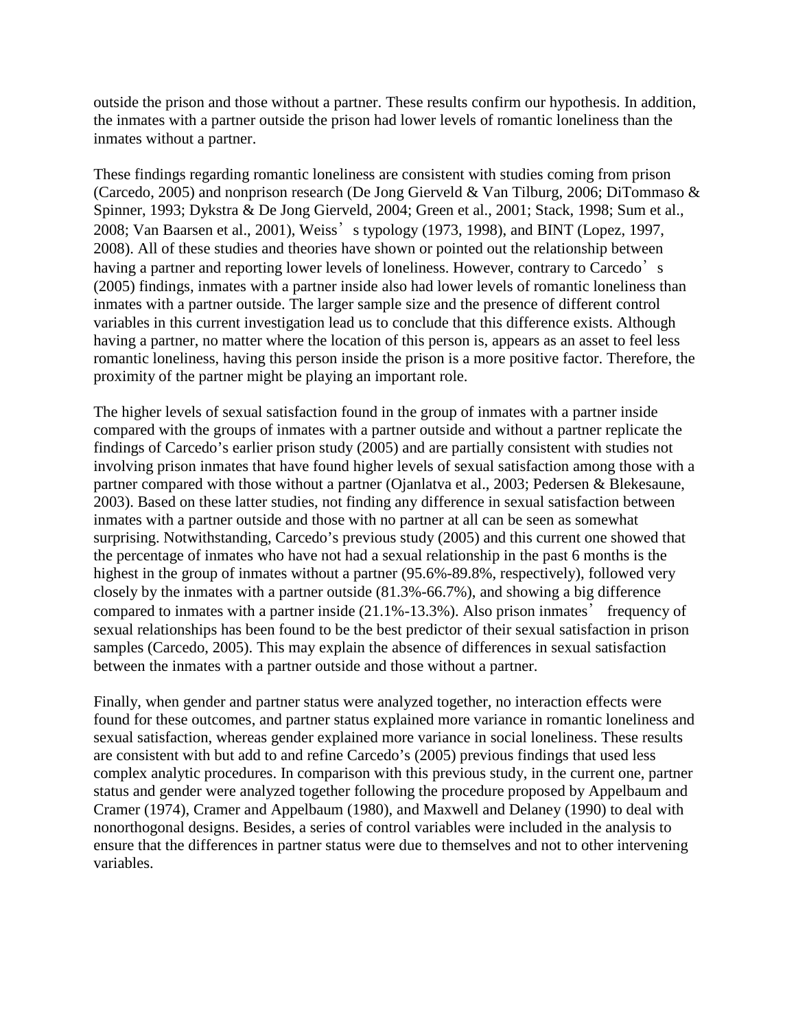outside the prison and those without a partner. These results confirm our hypothesis. In addition, the inmates with a partner outside the prison had lower levels of romantic loneliness than the inmates without a partner.

These findings regarding romantic loneliness are consistent with studies coming from prison (Carcedo, 2005) and nonprison research (De Jong Gierveld & Van Tilburg, 2006; DiTommaso & Spinner, 1993; Dykstra & De Jong Gierveld, 2004; Green et al., 2001; Stack, 1998; Sum et al., 2008; Van Baarsen et al., 2001), Weiss's typology (1973, 1998), and BINT (Lopez, 1997, 2008). All of these studies and theories have shown or pointed out the relationship between having a partner and reporting lower levels of loneliness. However, contrary to Carcedo's (2005) findings, inmates with a partner inside also had lower levels of romantic loneliness than inmates with a partner outside. The larger sample size and the presence of different control variables in this current investigation lead us to conclude that this difference exists. Although having a partner, no matter where the location of this person is, appears as an asset to feel less romantic loneliness, having this person inside the prison is a more positive factor. Therefore, the proximity of the partner might be playing an important role.

The higher levels of sexual satisfaction found in the group of inmates with a partner inside compared with the groups of inmates with a partner outside and without a partner replicate the findings of Carcedo's earlier prison study (2005) and are partially consistent with studies not involving prison inmates that have found higher levels of sexual satisfaction among those with a partner compared with those without a partner (Ojanlatva et al., 2003; Pedersen & Blekesaune, 2003). Based on these latter studies, not finding any difference in sexual satisfaction between inmates with a partner outside and those with no partner at all can be seen as somewhat surprising. Notwithstanding, Carcedo's previous study (2005) and this current one showed that the percentage of inmates who have not had a sexual relationship in the past 6 months is the highest in the group of inmates without a partner (95.6%-89.8%, respectively), followed very closely by the inmates with a partner outside (81.3%-66.7%), and showing a big difference compared to inmates with a partner inside (21.1%-13.3%). Also prison inmates' frequency of sexual relationships has been found to be the best predictor of their sexual satisfaction in prison samples (Carcedo, 2005). This may explain the absence of differences in sexual satisfaction between the inmates with a partner outside and those without a partner.

Finally, when gender and partner status were analyzed together, no interaction effects were found for these outcomes, and partner status explained more variance in romantic loneliness and sexual satisfaction, whereas gender explained more variance in social loneliness. These results are consistent with but add to and refine Carcedo's (2005) previous findings that used less complex analytic procedures. In comparison with this previous study, in the current one, partner status and gender were analyzed together following the procedure proposed by Appelbaum and Cramer (1974), Cramer and Appelbaum (1980), and Maxwell and Delaney (1990) to deal with nonorthogonal designs. Besides, a series of control variables were included in the analysis to ensure that the differences in partner status were due to themselves and not to other intervening variables.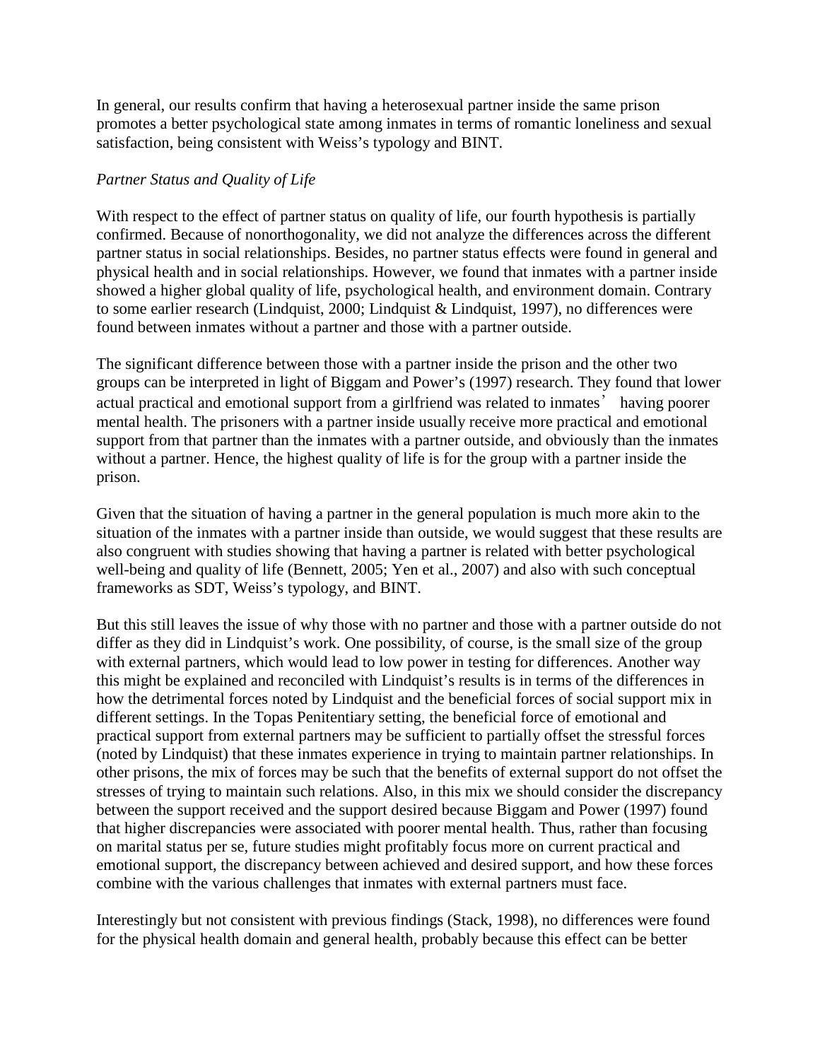In general, our results confirm that having a heterosexual partner inside the same prison promotes a better psychological state among inmates in terms of romantic loneliness and sexual satisfaction, being consistent with Weiss's typology and BINT.

*Partner Status and Quality of Life*

With respect to the effect of partner status on quality of life, our fourth hypothesis is partially confirmed. Because of nonorthogonality, we did not analyze the differences across the different partner status in social relationships. Besides, no partner status effects were found in general and physical health and in social relationships. However, we found that inmates with a partner inside showed a higher global quality of life, psychological health, and environment domain. Contrary to some earlier research (Lindquist, 2000; Lindquist & Lindquist, 1997), no differences were found between inmates without a partner and those with a partner outside.

The significant difference between those with a partner inside the prison and the other two groups can be interpreted in light of Biggam and Power's (1997) research. They found that lower actual practical and emotional support from a girlfriend was related to inmates' having poorer mental health. The prisoners with a partner inside usually receive more practical and emotional support from that partner than the inmates with a partner outside, and obviously than the inmates without a partner. Hence, the highest quality of life is for the group with a partner inside the prison.

Given that the situation of having a partner in the general population is much more akin to the situation of the inmates with a partner inside than outside, we would suggest that these results are also congruent with studies showing that having a partner is related with better psychological well-being and quality of life (Bennett, 2005; Yen et al., 2007) and also with such conceptual frameworks as SDT, Weiss's typology, and BINT.

But this still leaves the issue of why those with no partner and those with a partner outside do not differ as they did in Lindquist's work. One possibility, of course, is the small size of the group with external partners, which would lead to low power in testing for differences. Another way this might be explained and reconciled with Lindquist's results is in terms of the differences in how the detrimental forces noted by Lindquist and the beneficial forces of social support mix in different settings. In the Topas Penitentiary setting, the beneficial force of emotional and practical support from external partners may be sufficient to partially offset the stressful forces (noted by Lindquist) that these inmates experience in trying to maintain partner relationships. In other prisons, the mix of forces may be such that the benefits of external support do not offset the stresses of trying to maintain such relations. Also, in this mix we should consider the discrepancy between the support received and the support desired because Biggam and Power (1997) found that higher discrepancies were associated with poorer mental health. Thus, rather than focusing on marital status per se, future studies might profitably focus more on current practical and emotional support, the discrepancy between achieved and desired support, and how these forces combine with the various challenges that inmates with external partners must face.

Interestingly but not consistent with previous findings (Stack, 1998), no differences were found for the physical health domain and general health, probably because this effect can be better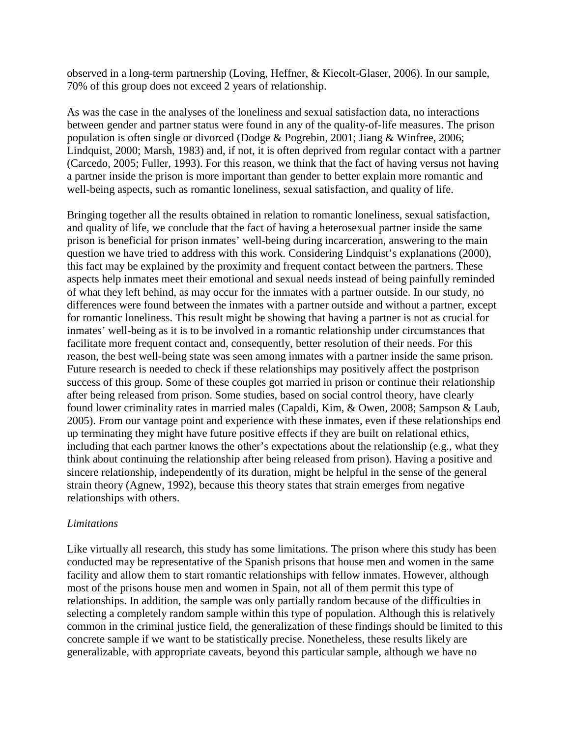observed in a long-term partnership (Loving, Heffner, & Kiecolt-Glaser, 2006). In our sample, 70% of this group does not exceed 2 years of relationship.

As was the case in the analyses of the loneliness and sexual satisfaction data, no interactions between gender and partner status were found in any of the quality-of-life measures. The prison population is often single or divorced (Dodge & Pogrebin, 2001; Jiang & Winfree, 2006; Lindquist, 2000; Marsh, 1983) and, if not, it is often deprived from regular contact with a partner (Carcedo, 2005; Fuller, 1993). For this reason, we think that the fact of having versus not having a partner inside the prison is more important than gender to better explain more romantic and well-being aspects, such as romantic loneliness, sexual satisfaction, and quality of life.

Bringing together all the results obtained in relation to romantic loneliness, sexual satisfaction, and quality of life, we conclude that the fact of having a heterosexual partner inside the same prison is beneficial for prison inmates' well-being during incarceration, answering to the main question we have tried to address with this work. Considering Lindquist's explanations (2000), this fact may be explained by the proximity and frequent contact between the partners. These aspects help inmates meet their emotional and sexual needs instead of being painfully reminded of what they left behind, as may occur for the inmates with a partner outside. In our study, no differences were found between the inmates with a partner outside and without a partner, except for romantic loneliness. This result might be showing that having a partner is not as crucial for inmates' well-being as it is to be involved in a romantic relationship under circumstances that facilitate more frequent contact and, consequently, better resolution of their needs. For this reason, the best well-being state was seen among inmates with a partner inside the same prison. Future research is needed to check if these relationships may positively affect the postprison success of this group. Some of these couples got married in prison or continue their relationship after being released from prison. Some studies, based on social control theory, have clearly found lower criminality rates in married males (Capaldi, Kim, & Owen, 2008; Sampson & Laub, 2005). From our vantage point and experience with these inmates, even if these relationships end up terminating they might have future positive effects if they are built on relational ethics, including that each partner knows the other's expectations about the relationship (e.g., what they think about continuing the relationship after being released from prison). Having a positive and sincere relationship, independently of its duration, might be helpful in the sense of the general strain theory (Agnew, 1992), because this theory states that strain emerges from negative relationships with others.

*Limitations*

Like virtually all research, this study has some limitations. The prison where this study has been conducted may be representative of the Spanish prisons that house men and women in the same facility and allow them to start romantic relationships with fellow inmates. However, although most of the prisons house men and women in Spain, not all of them permit this type of relationships. In addition, the sample was only partially random because of the difficulties in selecting a completely random sample within this type of population. Although this is relatively common in the criminal justice field, the generalization of these findings should be limited to this concrete sample if we want to be statistically precise. Nonetheless, these results likely are generalizable, with appropriate caveats, beyond this particular sample, although we have no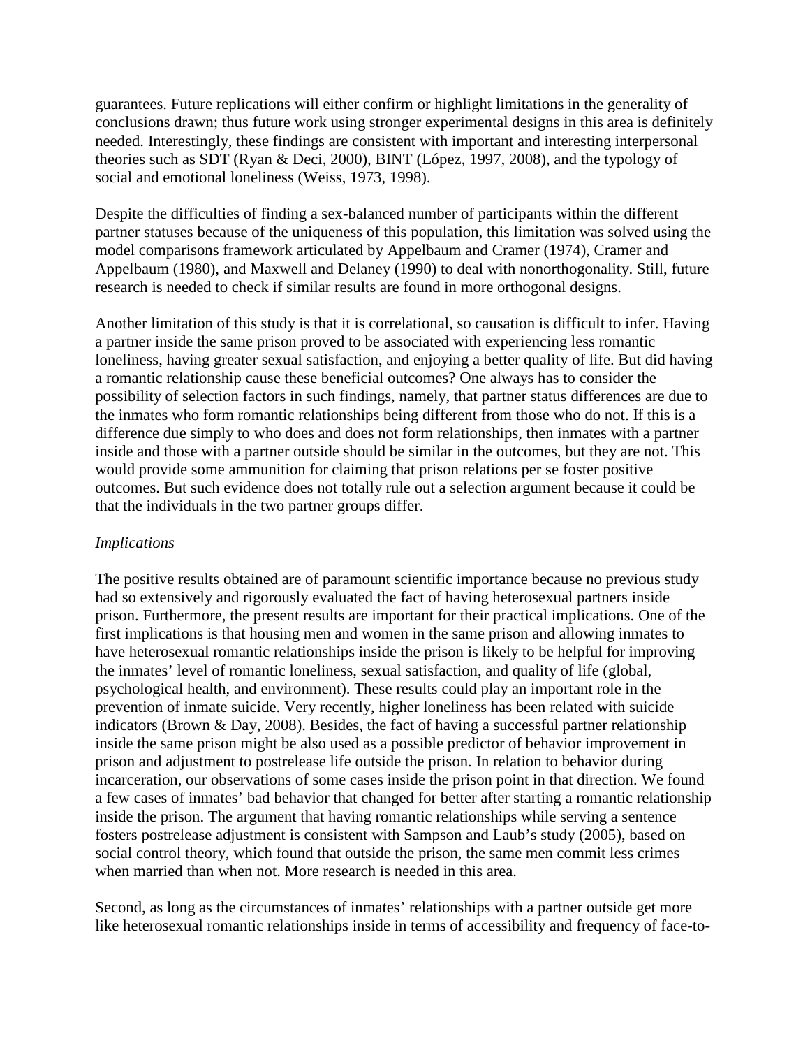guarantees. Future replications will either confirm or highlight limitations in the generality of conclusions drawn; thus future work using stronger experimental designs in this area is definitely needed. Interestingly, these findings are consistent with important and interesting interpersonal theories such as SDT (Ryan & Deci, 2000), BINT (López, 1997, 2008), and the typology of social and emotional loneliness (Weiss, 1973, 1998).

Despite the difficulties of finding a sex-balanced number of participants within the different partner statuses because of the uniqueness of this population, this limitation was solved using the model comparisons framework articulated by Appelbaum and Cramer (1974), Cramer and Appelbaum (1980), and Maxwell and Delaney (1990) to deal with nonorthogonality. Still, future research is needed to check if similar results are found in more orthogonal designs.

Another limitation of this study is that it is correlational, so causation is difficult to infer. Having a partner inside the same prison proved to be associated with experiencing less romantic loneliness, having greater sexual satisfaction, and enjoying a better quality of life. But did having a romantic relationship cause these beneficial outcomes? One always has to consider the possibility of selection factors in such findings, namely, that partner status differences are due to the inmates who form romantic relationships being different from those who do not. If this is a difference due simply to who does and does not form relationships, then inmates with a partner inside and those with a partner outside should be similar in the outcomes, but they are not. This would provide some ammunition for claiming that prison relations per se foster positive outcomes. But such evidence does not totally rule out a selection argument because it could be that the individuals in the two partner groups differ.

*Implications*

The positive results obtained are of paramount scientific importance because no previous study had so extensively and rigorously evaluated the fact of having heterosexual partners inside prison. Furthermore, the present results are important for their practical implications. One of the first implications is that housing men and women in the same prison and allowing inmates to have heterosexual romantic relationships inside the prison is likely to be helpful for improving the inmates' level of romantic loneliness, sexual satisfaction, and quality of life (global, psychological health, and environment). These results could play an important role in the prevention of inmate suicide. Very recently, higher loneliness has been related with suicide indicators (Brown & Day, 2008). Besides, the fact of having a successful partner relationship inside the same prison might be also used as a possible predictor of behavior improvement in prison and adjustment to postrelease life outside the prison. In relation to behavior during incarceration, our observations of some cases inside the prison point in that direction. We found a few cases of inmates' bad behavior that changed for better after starting a romantic relationship inside the prison. The argument that having romantic relationships while serving a sentence fosters postrelease adjustment is consistent with Sampson and Laub's study (2005), based on social control theory, which found that outside the prison, the same men commit less crimes when married than when not. More research is needed in this area.

Second, as long as the circumstances of inmates' relationships with a partner outside get more like heterosexual romantic relationships inside in terms of accessibility and frequency of face-to-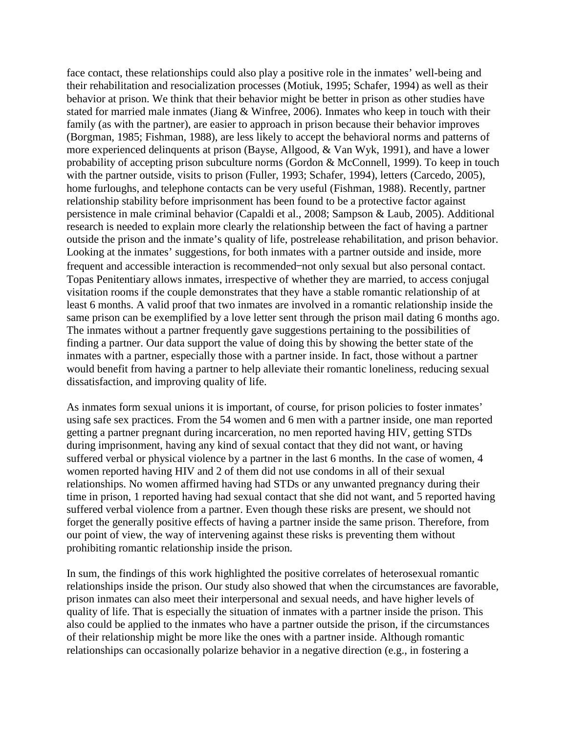face contact, these relationships could also play a positive role in the inmates' well-being and their rehabilitation and resocialization processes (Motiuk, 1995; Schafer, 1994) as well as their behavior at prison. We think that their behavior might be better in prison as other studies have stated for married male inmates (Jiang & Winfree, 2006). Inmates who keep in touch with their family (as with the partner), are easier to approach in prison because their behavior improves (Borgman, 1985; Fishman, 1988), are less likely to accept the behavioral norms and patterns of more experienced delinquents at prison (Bayse, Allgood, & Van Wyk, 1991), and have a lower probability of accepting prison subculture norms (Gordon & McConnell, 1999). To keep in touch with the partner outside, visits to prison (Fuller, 1993; Schafer, 1994), letters (Carcedo, 2005), home furloughs, and telephone contacts can be very useful (Fishman, 1988). Recently, partner relationship stability before imprisonment has been found to be a protective factor against persistence in male criminal behavior (Capaldi et al., 2008; Sampson & Laub, 2005). Additional research is needed to explain more clearly the relationship between the fact of having a partner outside the prison and the inmate's quality of life, postrelease rehabilitation, and prison behavior. Looking at the inmates' suggestions, for both inmates with a partner outside and inside, more frequent and accessible interaction is recommended–not only sexual but also personal contact. Topas Penitentiary allows inmates, irrespective of whether they are married, to access conjugal visitation rooms if the couple demonstrates that they have a stable romantic relationship of at least 6 months. A valid proof that two inmates are involved in a romantic relationship inside the same prison can be exemplified by a love letter sent through the prison mail dating 6 months ago. The inmates without a partner frequently gave suggestions pertaining to the possibilities of finding a partner. Our data support the value of doing this by showing the better state of the inmates with a partner, especially those with a partner inside. In fact, those without a partner would benefit from having a partner to help alleviate their romantic loneliness, reducing sexual dissatisfaction, and improving quality of life.

As inmates form sexual unions it is important, of course, for prison policies to foster inmates' using safe sex practices. From the 54 women and 6 men with a partner inside, one man reported getting a partner pregnant during incarceration, no men reported having HIV, getting STDs during imprisonment, having any kind of sexual contact that they did not want, or having suffered verbal or physical violence by a partner in the last 6 months. In the case of women, 4 women reported having HIV and 2 of them did not use condoms in all of their sexual relationships. No women affirmed having had STDs or any unwanted pregnancy during their time in prison, 1 reported having had sexual contact that she did not want, and 5 reported having suffered verbal violence from a partner. Even though these risks are present, we should not forget the generally positive effects of having a partner inside the same prison. Therefore, from our point of view, the way of intervening against these risks is preventing them without prohibiting romantic relationship inside the prison.

In sum, the findings of this work highlighted the positive correlates of heterosexual romantic relationships inside the prison. Our study also showed that when the circumstances are favorable, prison inmates can also meet their interpersonal and sexual needs, and have higher levels of quality of life. That is especially the situation of inmates with a partner inside the prison. This also could be applied to the inmates who have a partner outside the prison, if the circumstances of their relationship might be more like the ones with a partner inside. Although romantic relationships can occasionally polarize behavior in a negative direction (e.g., in fostering a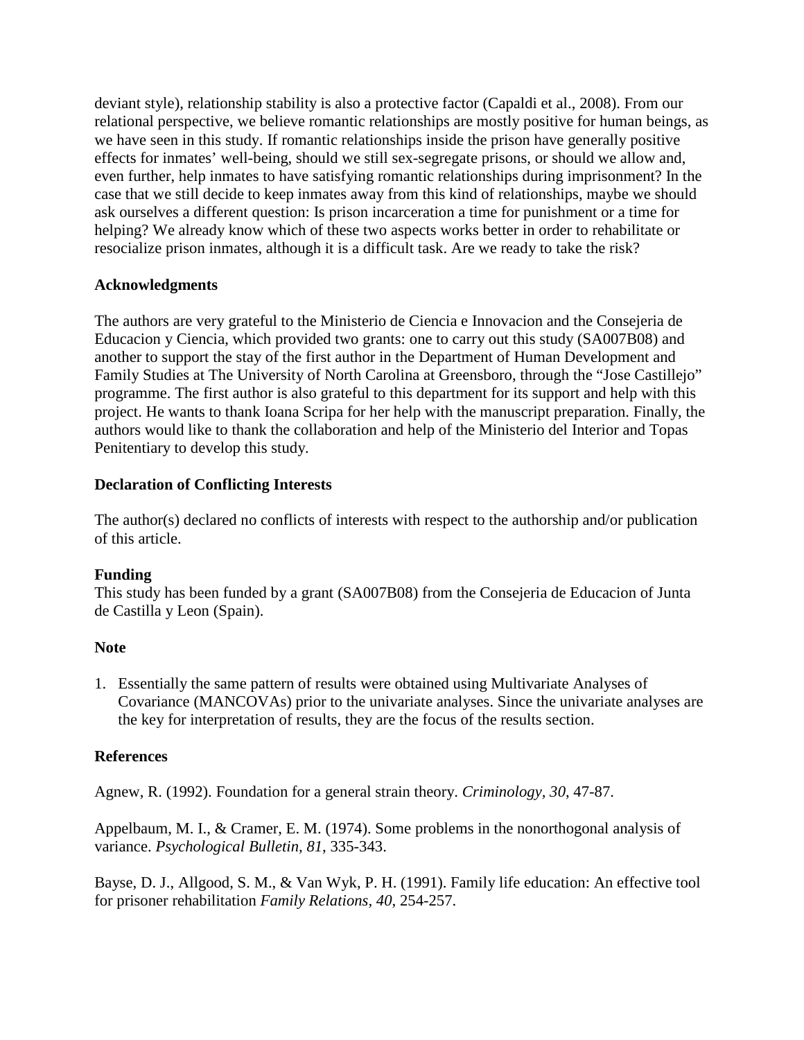deviant style), relationship stability is also a protective factor (Capaldi et al., 2008). From our relational perspective, we believe romantic relationships are mostly positive for human beings, as we have seen in this study. If romantic relationships inside the prison have generally positive effects for inmates' well-being, should we still sex-segregate prisons, or should we allow and, even further, help inmates to have satisfying romantic relationships during imprisonment? In the case that we still decide to keep inmates away from this kind of relationships, maybe we should ask ourselves a different question: Is prison incarceration a time for punishment or a time for helping? We already know which of these two aspects works better in order to rehabilitate or resocialize prison inmates, although it is a difficult task. Are we ready to take the risk?

**Acknowledgments**

The authors are very grateful to the Ministerio de Ciencia e Innovacion and the Consejeria de Educacion y Ciencia, which provided two grants: one to carry out this study (SA007B08) and another to support the stay of the first author in the Department of Human Development and Family Studies at The University of North Carolina at Greensboro, through the "Jose Castillejo" programme. The first author is also grateful to this department for its support and help with this project. He wants to thank Ioana Scripa for her help with the manuscript preparation. Finally, the authors would like to thank the collaboration and help of the Ministerio del Interior and Topas Penitentiary to develop this study.

**Declaration of Conflicting Interests**

The author(s) declared no conflicts of interests with respect to the authorship and/or publication of this article.

**Funding**

This study has been funded by a grant (SA007B08) from the Consejeria de Educacion of Junta de Castilla y Leon (Spain).

**Note**

1. Essentially the same pattern of results were obtained using Multivariate Analyses of Covariance (MANCOVAs) prior to the univariate analyses. Since the univariate analyses are the key for interpretation of results, they are the focus of the results section.

**References**

Agnew, R. (1992). Foundation for a general strain theory. *Criminology, 30*, 47-87.

Appelbaum, M. I., & Cramer, E. M. (1974). Some problems in the nonorthogonal analysis of variance. *Psychological Bulletin, 81*, 335-343.

Bayse, D. J., Allgood, S. M., & Van Wyk, P. H. (1991). Family life education: An effective tool for prisoner rehabilitation *Family Relations, 40*, 254-257.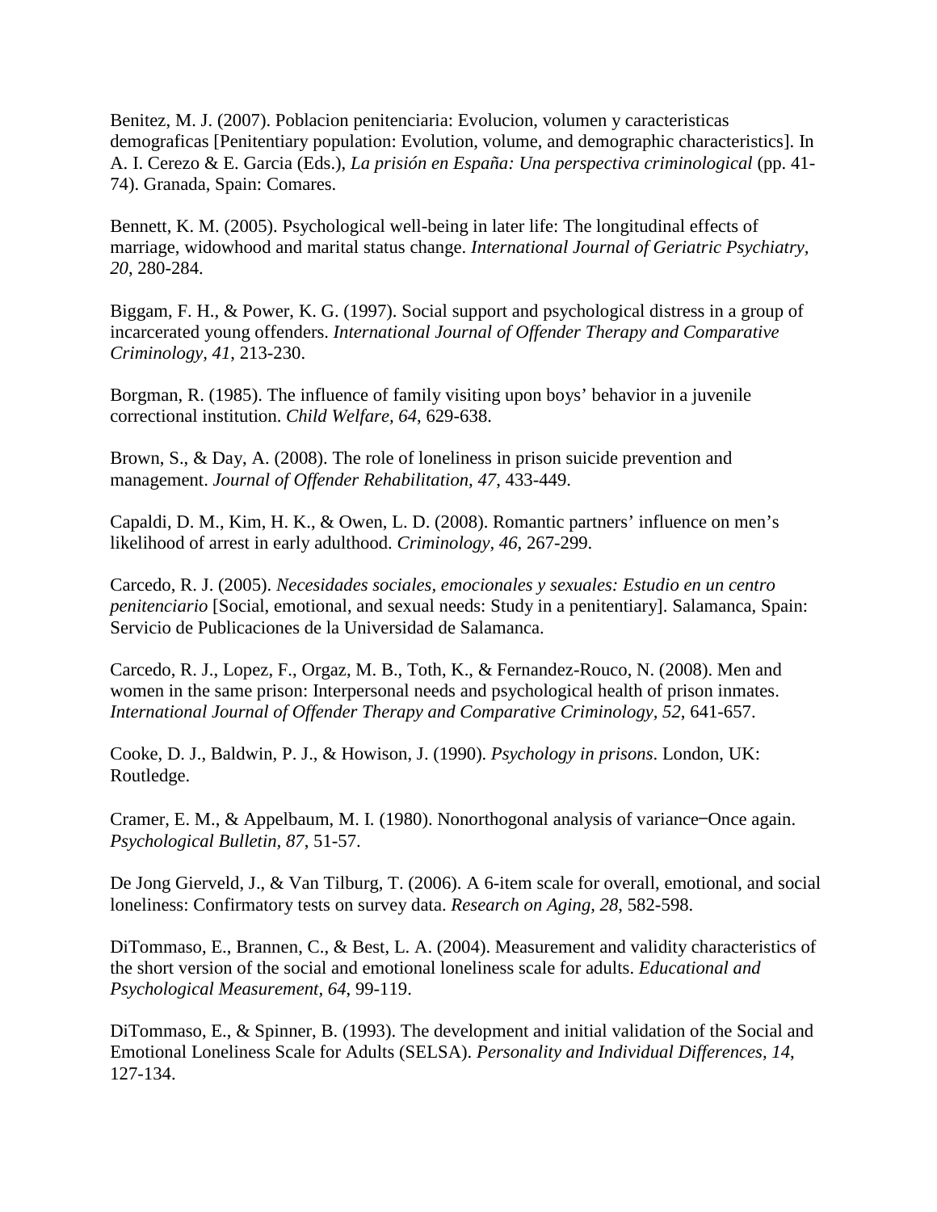Benitez, M. J. (2007). Poblacion penitenciaria: Evolucion, volumen y caracteristicas demograficas [Penitentiary population: Evolution, volume, and demographic characteristics]. In A. I. Cerezo & E. Garcia (Eds.), *La prisión en España: Una perspectiva criminological* (pp. 41-74). Granada, Spain: Comares.

Bennett, K. M. (2005). Psychological well-being in later life: The longitudinal effects of marriage, widowhood and marital status change. *International Journal of Geriatric Psychiatry, 20*, 280-284.

Biggam, F. H., & Power, K. G. (1997). Social support and psychological distress in a group of incarcerated young offenders. *International Journal of Offender Therapy and Comparative Criminology, 41*, 213-230.

Borgman, R. (1985). The influence of family visiting upon boys' behavior in a juvenile correctional institution. *Child Welfare, 64*, 629-638.

Brown, S., & Day, A. (2008). The role of loneliness in prison suicide prevention and management. *Journal of Offender Rehabilitation, 47*, 433-449.

Capaldi, D. M., Kim, H. K., & Owen, L. D. (2008). Romantic partners' influence on men's likelihood of arrest in early adulthood. *Criminology, 46*, 267-299.

Carcedo, R. J. (2005). *Necesidades sociales, emocionales y sexuales: Estudio en un centro penitenciario* [Social, emotional, and sexual needs: Study in a penitentiary]. Salamanca, Spain: Servicio de Publicaciones de la Universidad de Salamanca.

Carcedo, R. J., Lopez, F., Orgaz, M. B., Toth, K., & Fernandez-Rouco, N. (2008). Men and women in the same prison: Interpersonal needs and psychological health of prison inmates. *International Journal of Offender Therapy and Comparative Criminology, 52*, 641-657.

Cooke, D. J., Baldwin, P. J., & Howison, J. (1990). *Psychology in prisons*. London, UK: Routledge.

Cramer, E. M., & Appelbaum, M. I. (1980). Nonorthogonal analysis of variance‒Once again. *Psychological Bulletin, 87*, 51-57.

De Jong Gierveld, J., & Van Tilburg, T. (2006). A 6-item scale for overall, emotional, and social loneliness: Confirmatory tests on survey data. *Research on Aging, 28*, 582-598.

DiTommaso, E., Brannen, C., & Best, L. A. (2004). Measurement and validity characteristics of the short version of the social and emotional loneliness scale for adults. *Educational and Psychological Measurement, 64*, 99-119.

DiTommaso, E., & Spinner, B. (1993). The development and initial validation of the Social and Emotional Loneliness Scale for Adults (SELSA). *Personality and Individual Differences, 14*, 127-134.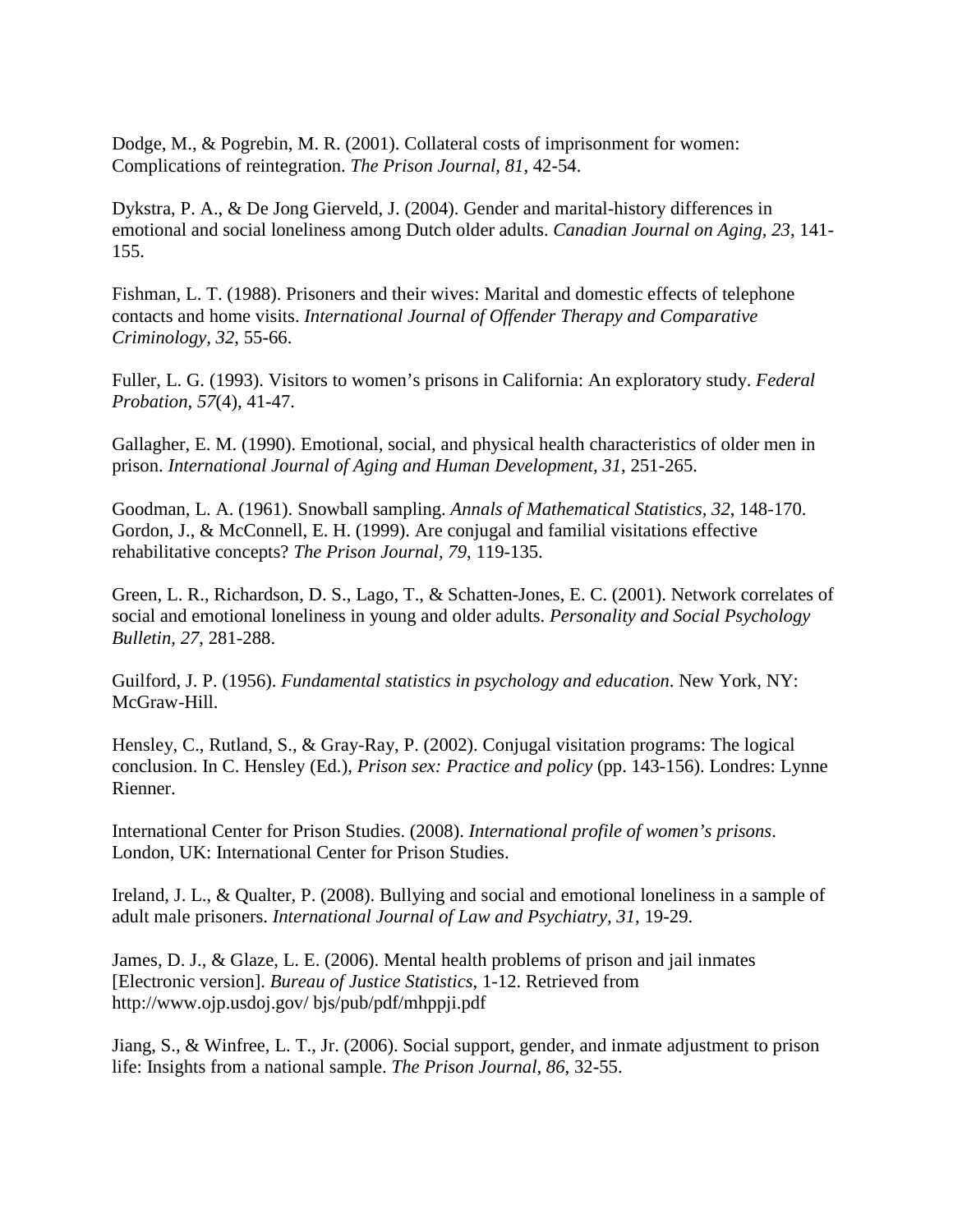Dodge, M., & Pogrebin, M. R. (2001). Collateral costs of imprisonment for women: Complications of reintegration. *The Prison Journal, 81*, 42-54.

Dykstra, P. A., & De Jong Gierveld, J. (2004). Gender and marital-history differences in emotional and social loneliness among Dutch older adults. *Canadian Journal on Aging, 23*, 141-155.

Fishman, L. T. (1988). Prisoners and their wives: Marital and domestic effects of telephone contacts and home visits. *International Journal of Offender Therapy and Comparative Criminology*, *32*, 55-66.

Fuller, L. G. (1993). Visitors to women's prisons in California: An exploratory study. *Federal Probation, 57*(4), 41-47.

Gallagher, E. M. (1990). Emotional, social, and physical health characteristics of older men in prison. *International Journal of Aging and Human Development, 31*, 251-265.

Goodman, L. A. (1961). Snowball sampling. *Annals of Mathematical Statistics*, *32*, 148-170.
Gordon, J., & McConnell, E. H. (1999). Are conjugal and familial visitations effective rehabilitative concepts? *The Prison Journal*, *79*, 119-135.

Green, L. R., Richardson, D. S., Lago, T., & Schatten-Jones, E. C. (2001). Network correlates of social and emotional loneliness in young and older adults. *Personality and Social Psychology Bulletin, 27,* 281-288.

Guilford, J. P. (1956). *Fundamental statistics in psychology and education*. New York, NY: McGraw-Hill.

Hensley, C., Rutland, S., & Gray-Ray, P. (2002). Conjugal visitation programs: The logical conclusion. In C. Hensley (Ed.), *Prison sex: Practice and policy* (pp. 143-156). Londres: Lynne Rienner.

International Center for Prison Studies. (2008). *International profile of women's prisons*. London, UK: International Center for Prison Studies.

Ireland, J. L., & Qualter, P. (2008). Bullying and social and emotional loneliness in a sample of adult male prisoners. *International Journal of Law and Psychiatry, 31*, 19-29.

James, D. J., & Glaze, L. E. (2006). Mental health problems of prison and jail inmates [Electronic version]. *Bureau of Justice Statistics*, 1-12. Retrieved from http://www.ojp.usdoj.gov/ bjs/pub/pdf/mhppji.pdf

Jiang, S., & Winfree, L. T., Jr. (2006). Social support, gender, and inmate adjustment to prison life: Insights from a national sample. *The Prison Journal*, *86*, 32-55.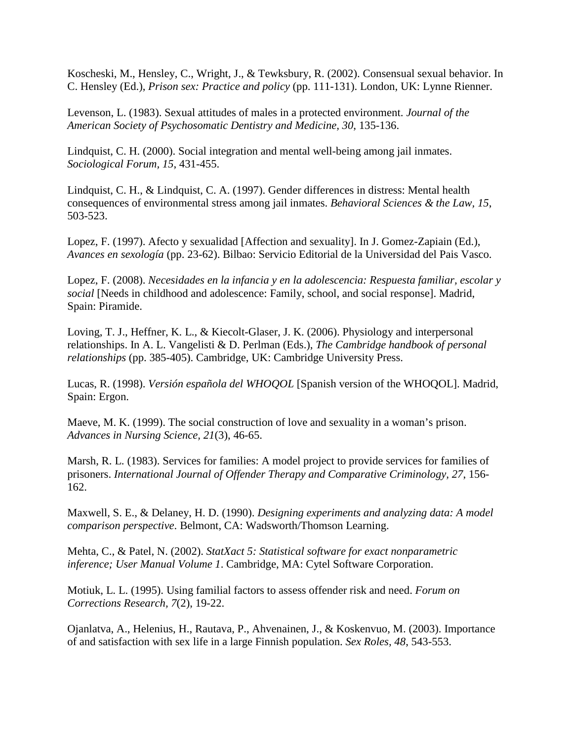Koscheski, M., Hensley, C., Wright, J., & Tewksbury, R. (2002). Consensual sexual behavior. In C. Hensley (Ed.), *Prison sex: Practice and policy* (pp. 111-131). London, UK: Lynne Rienner.

Levenson, L. (1983). Sexual attitudes of males in a protected environment. *Journal of the American Society of Psychosomatic Dentistry and Medicine, 30*, 135-136.

Lindquist, C. H. (2000). Social integration and mental well-being among jail inmates. *Sociological Forum, 15*, 431-455.

Lindquist, C. H., & Lindquist, C. A. (1997). Gender differences in distress: Mental health consequences of environmental stress among jail inmates. *Behavioral Sciences & the Law, 15*, 503-523.

Lopez, F. (1997). Afecto y sexualidad [Affection and sexuality]. In J. Gomez-Zapiain (Ed.), *Avances en sexología* (pp. 23-62). Bilbao: Servicio Editorial de la Universidad del Pais Vasco.

Lopez, F. (2008). *Necesidades en la infancia y en la adolescencia: Respuesta familiar, escolar y social* [Needs in childhood and adolescence: Family, school, and social response]. Madrid, Spain: Piramide.

Loving, T. J., Heffner, K. L., & Kiecolt-Glaser, J. K. (2006). Physiology and interpersonal relationships. In A. L. Vangelisti & D. Perlman (Eds.), *The Cambridge handbook of personal relationships* (pp. 385-405). Cambridge, UK: Cambridge University Press.

Lucas, R. (1998). *Versión española del WHOQOL* [Spanish version of the WHOQOL]. Madrid, Spain: Ergon.

Maeve, M. K. (1999). The social construction of love and sexuality in a woman's prison. *Advances in Nursing Science, 21*(3), 46-65.

Marsh, R. L. (1983). Services for families: A model project to provide services for families of prisoners. *International Journal of Offender Therapy and Comparative Criminology, 27*, 156-162.

Maxwell, S. E., & Delaney, H. D. (1990). *Designing experiments and analyzing data: A model comparison perspective*. Belmont, CA: Wadsworth/Thomson Learning.

Mehta, C., & Patel, N. (2002). *StatXact 5: Statistical software for exact nonparametric inference; User Manual Volume 1*. Cambridge, MA: Cytel Software Corporation.

Motiuk, L. L. (1995). Using familial factors to assess offender risk and need. *Forum on Corrections Research, 7*(2), 19-22.

Ojanlatva, A., Helenius, H., Rautava, P., Ahvenainen, J., & Koskenvuo, M. (2003). Importance of and satisfaction with sex life in a large Finnish population. *Sex Roles, 48*, 543-553.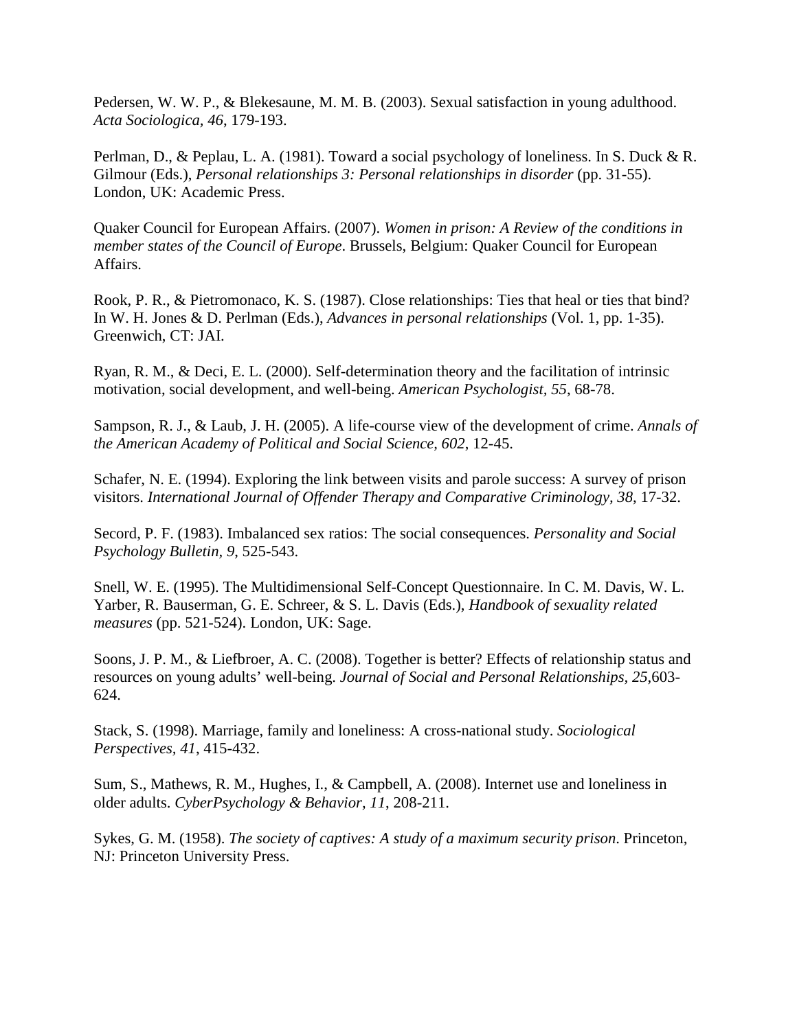Pedersen, W. W. P., & Blekesaune, M. M. B. (2003). Sexual satisfaction in young adulthood. *Acta Sociologica, 46*, 179-193.

Perlman, D., & Peplau, L. A. (1981). Toward a social psychology of loneliness. In S. Duck & R. Gilmour (Eds.), *Personal relationships 3: Personal relationships in disorder* (pp. 31-55). London, UK: Academic Press.

Quaker Council for European Affairs. (2007). *Women in prison: A Review of the conditions in member states of the Council of Europe*. Brussels, Belgium: Quaker Council for European Affairs.

Rook, P. R., & Pietromonaco, K. S. (1987). Close relationships: Ties that heal or ties that bind? In W. H. Jones & D. Perlman (Eds.), *Advances in personal relationships* (Vol. 1, pp. 1-35). Greenwich, CT: JAI.

Ryan, R. M., & Deci, E. L. (2000). Self-determination theory and the facilitation of intrinsic motivation, social development, and well-being. *American Psychologist, 55*, 68-78.

Sampson, R. J., & Laub, J. H. (2005). A life-course view of the development of crime. *Annals of the American Academy of Political and Social Science, 602*, 12-45.

Schafer, N. E. (1994). Exploring the link between visits and parole success: A survey of prison visitors. *International Journal of Offender Therapy and Comparative Criminology, 38*, 17-32.

Secord, P. F. (1983). Imbalanced sex ratios: The social consequences. *Personality and Social Psychology Bulletin, 9*, 525-543.

Snell, W. E. (1995). The Multidimensional Self-Concept Questionnaire. In C. M. Davis, W. L. Yarber, R. Bauserman, G. E. Schreer, & S. L. Davis (Eds.), *Handbook of sexuality related measures* (pp. 521-524). London, UK: Sage.

Soons, J. P. M., & Liefbroer, A. C. (2008). Together is better? Effects of relationship status and resources on young adults' well-being. *Journal of Social and Personal Relationships, 25*,603-624.

Stack, S. (1998). Marriage, family and loneliness: A cross-national study. *Sociological Perspectives, 41*, 415-432.

Sum, S., Mathews, R. M., Hughes, I., & Campbell, A. (2008). Internet use and loneliness in older adults. *CyberPsychology & Behavior, 11*, 208-211.

Sykes, G. M. (1958). *The society of captives: A study of a maximum security prison*. Princeton, NJ: Princeton University Press.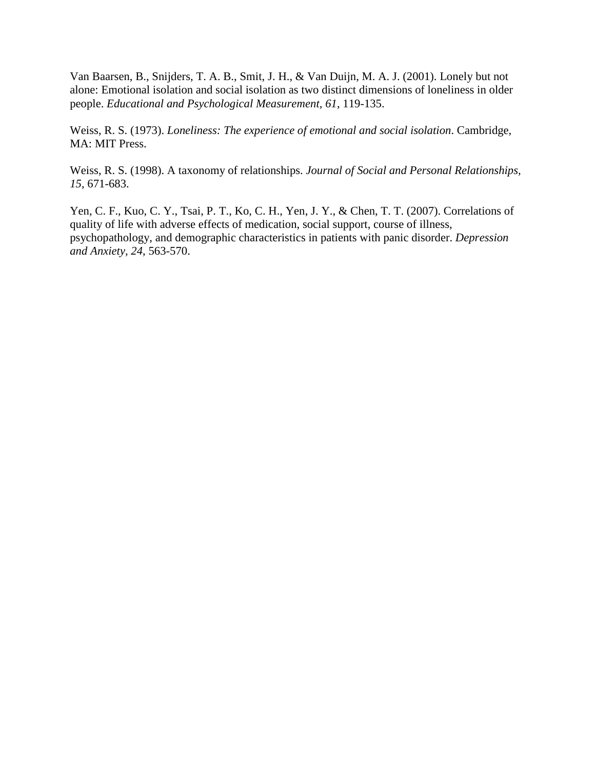Van Baarsen, B., Snijders, T. A. B., Smit, J. H., & Van Duijn, M. A. J. (2001). Lonely but not alone: Emotional isolation and social isolation as two distinct dimensions of loneliness in older people. *Educational and Psychological Measurement, 61*, 119-135.

Weiss, R. S. (1973). *Loneliness: The experience of emotional and social isolation*. Cambridge, MA: MIT Press.

Weiss, R. S. (1998). A taxonomy of relationships. *Journal of Social and Personal Relationships, 15*, 671-683.

Yen, C. F., Kuo, C. Y., Tsai, P. T., Ko, C. H., Yen, J. Y., & Chen, T. T. (2007). Correlations of quality of life with adverse effects of medication, social support, course of illness, psychopathology, and demographic characteristics in patients with panic disorder. *Depression and Anxiety, 24*, 563-570.